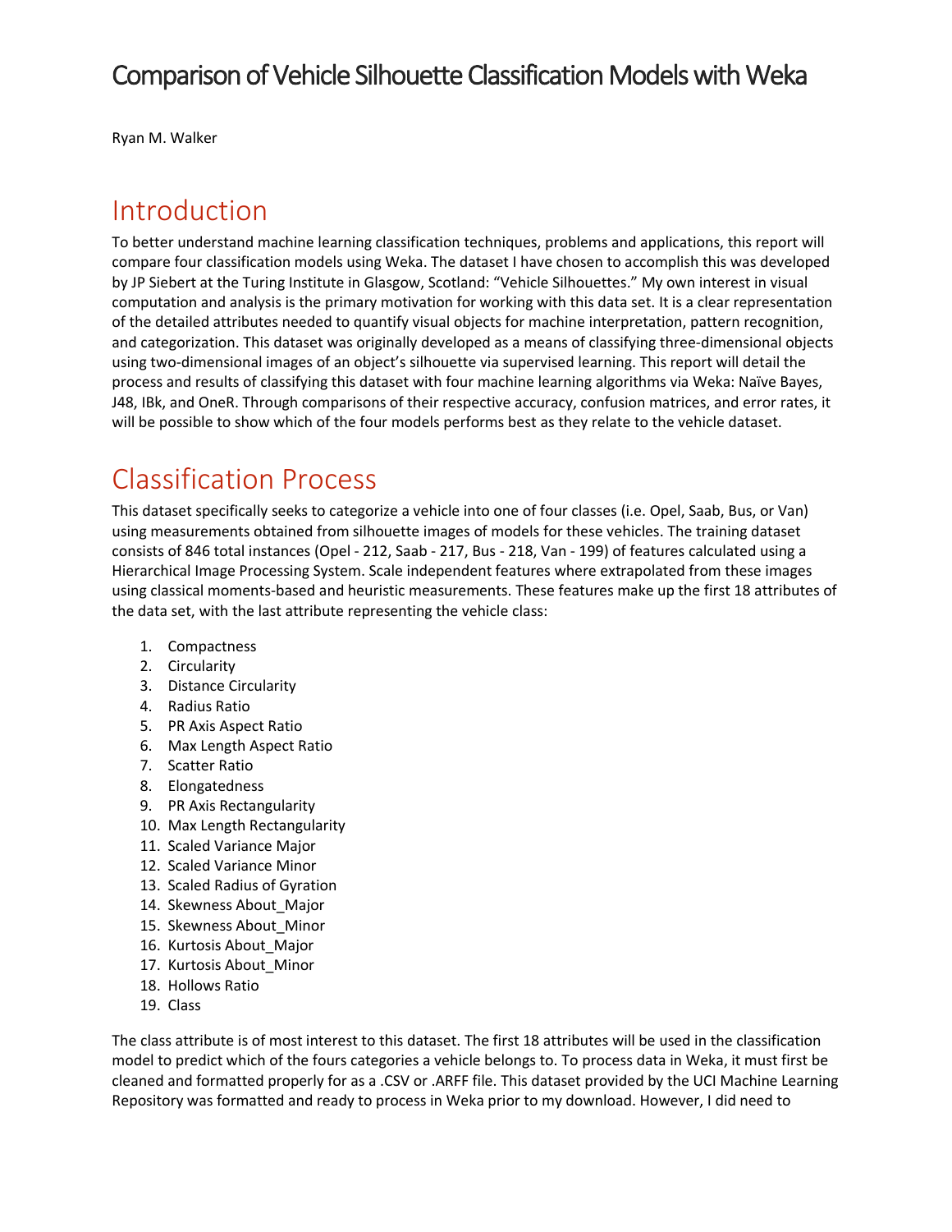# Comparison of Vehicle Silhouette Classification Models with Weka

Ryan M. Walker

## Introduction

To better understand machine learning classification techniques, problems and applications, this report will compare four classification models using Weka. The dataset I have chosen to accomplish this was developed by JP Siebert at the Turing Institute in Glasgow, Scotland: "Vehicle Silhouettes." My own interest in visual computation and analysis is the primary motivation for working with this data set. It is a clear representation of the detailed attributes needed to quantify visual objects for machine interpretation, pattern recognition, and categorization. This dataset was originally developed as a means of classifying three-dimensional objects using two-dimensional images of an object's silhouette via supervised learning. This report will detail the process and results of classifying this dataset with four machine learning algorithms via Weka: Naïve Bayes, J48, IBk, and OneR. Through comparisons of their respective accuracy, confusion matrices, and error rates, it will be possible to show which of the four models performs best as they relate to the vehicle dataset.

## Classification Process

This dataset specifically seeks to categorize a vehicle into one of four classes (i.e. Opel, Saab, Bus, or Van) using measurements obtained from silhouette images of models for these vehicles. The training dataset consists of 846 total instances (Opel - 212, Saab - 217, Bus - 218, Van - 199) of features calculated using a Hierarchical Image Processing System. Scale independent features where extrapolated from these images using classical moments-based and heuristic measurements. These features make up the first 18 attributes of the data set, with the last attribute representing the vehicle class:

1. Compactness
2. Circularity
3. Distance Circularity
4. Radius Ratio
5. PR Axis Aspect Ratio
6. Max Length Aspect Ratio
7. Scatter Ratio
8. Elongatedness
9. PR Axis Rectangularity
10. Max Length Rectangularity
11. Scaled Variance Major
12. Scaled Variance Minor
13. Scaled Radius of Gyration
14. Skewness About_Major
15. Skewness About_Minor
16. Kurtosis About_Major
17. Kurtosis About_Minor
18. Hollows Ratio
19. Class

The class attribute is of most interest to this dataset. The first 18 attributes will be used in the classification model to predict which of the fours categories a vehicle belongs to. To process data in Weka, it must first be cleaned and formatted properly for as a .CSV or .ARFF file. This dataset provided by the UCI Machine Learning Repository was formatted and ready to process in Weka prior to my download. However, I did need to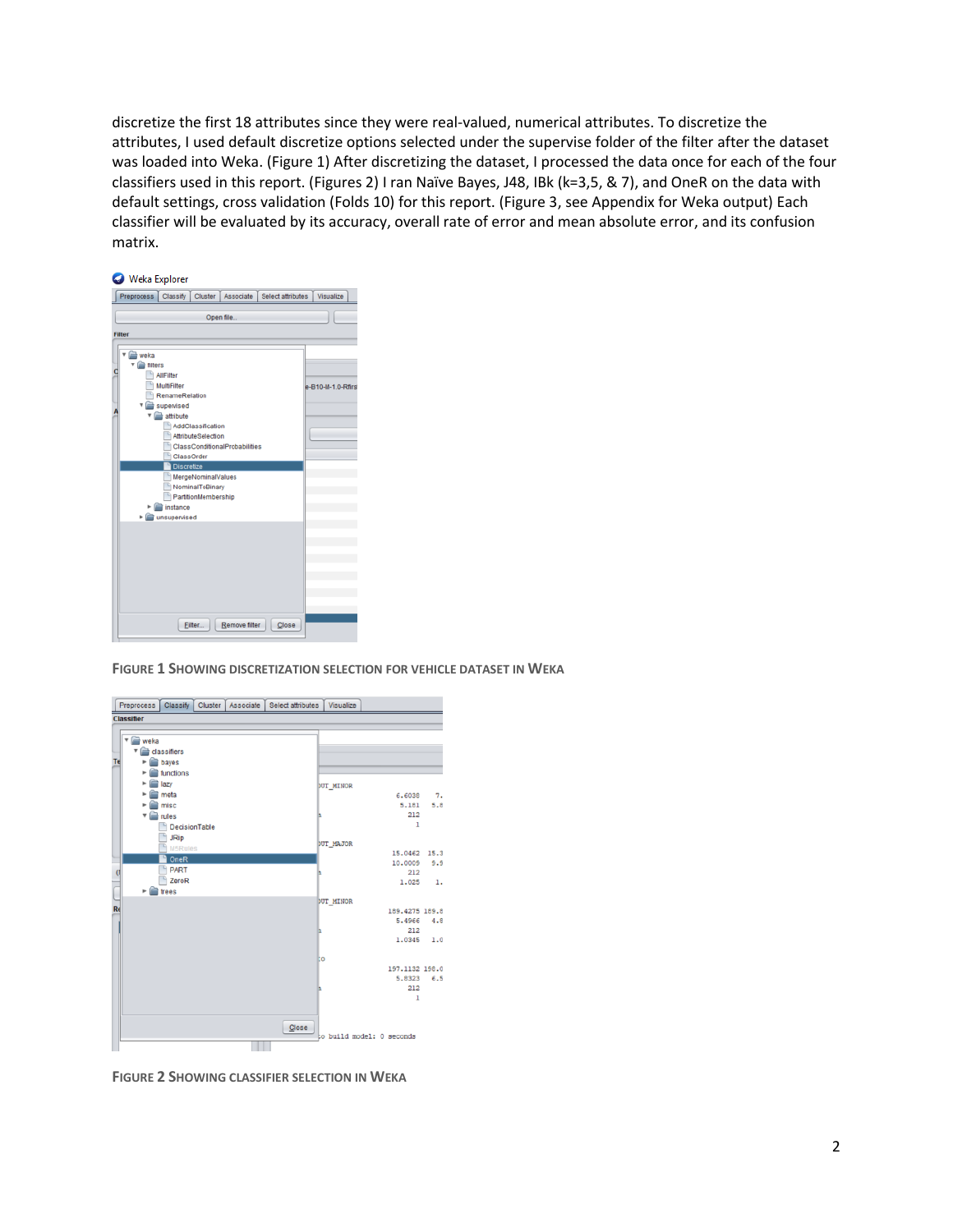discretize the first 18 attributes since they were real-valued, numerical attributes. To discretize the attributes, I used default discretize options selected under the supervise folder of the filter after the dataset was loaded into Weka. (Figure 1) After discretizing the dataset, I processed the data once for each of the four classifiers used in this report. (Figures 2) I ran Naïve Bayes, J48, IBk (k=3,5, & 7), and OneR on the data with default settings, cross validation (Folds 10) for this report. (Figure 3, see Appendix for Weka output) Each classifier will be evaluated by its accuracy, overall rate of error and mean absolute error, and its confusion matrix.

FIGURE 1 SHOWING DISCRETIZATION SELECTION FOR VEHICLE DATASET IN WEKA

FIGURE 2 SHOWING CLASSIFIER SELECTION IN WEKA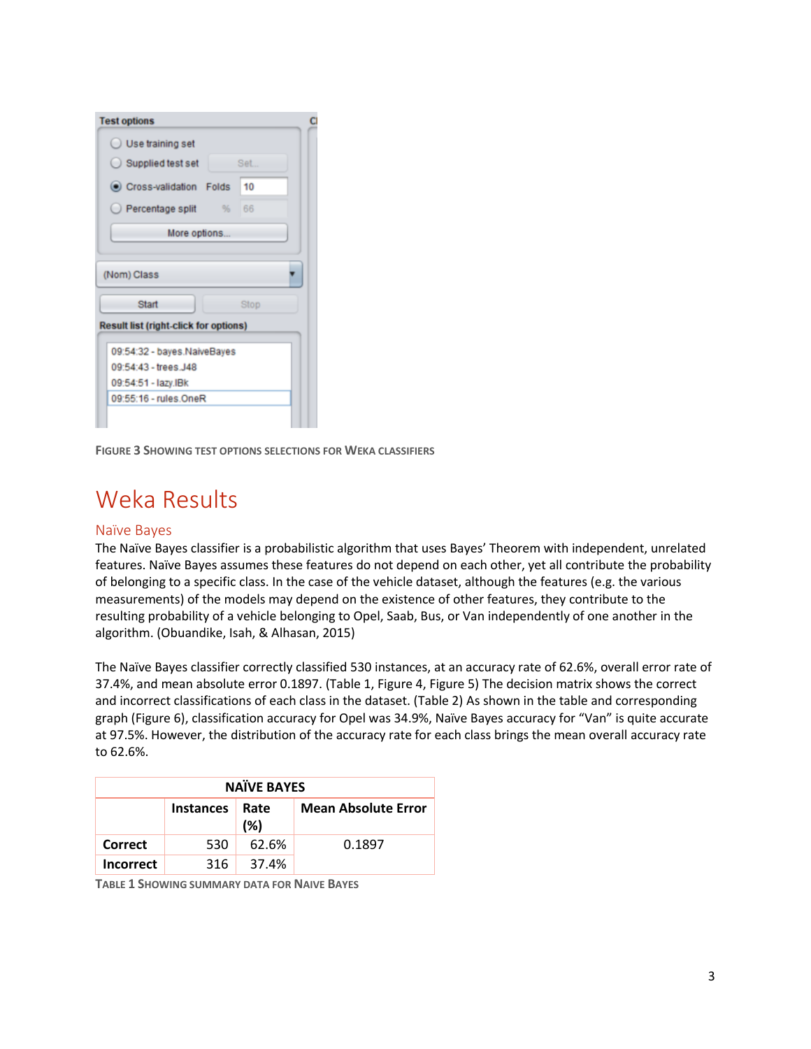FIGURE 3 SHOWING TEST OPTIONS SELECTIONS FOR WEKA CLASSIFIERS

# Weka Results

## Naïve Bayes

The Naïve Bayes classifier is a probabilistic algorithm that uses Bayes' Theorem with independent, unrelated features. Naïve Bayes assumes these features do not depend on each other, yet all contribute the probability of belonging to a specific class. In the case of the vehicle dataset, although the features (e.g. the various measurements) of the models may depend on the existence of other features, they contribute to the resulting probability of a vehicle belonging to Opel, Saab, Bus, or Van independently of one another in the algorithm. (Obuandike, Isah, & Alhasan, 2015)

The Naïve Bayes classifier correctly classified 530 instances, at an accuracy rate of 62.6%, overall error rate of 37.4%, and mean absolute error 0.1897. (Table 1, Figure 4, Figure 5) The decision matrix shows the correct and incorrect classifications of each class in the dataset. (Table 2) As shown in the table and corresponding graph (Figure 6), classification accuracy for Opel was 34.9%, Naïve Bayes accuracy for "Van" is quite accurate at 97.5%. However, the distribution of the accuracy rate for each class brings the mean overall accuracy rate to 62.6%.

| NAÏVE BAYES | | | |
|---|---|---|---|
| | **Instances** | **Rate (%)** | **Mean Absolute Error** |
| **Correct** | 530 | 62.6% | 0.1897 |
| **Incorrect** | 316 | 37.4% | |

TABLE 1 SHOWING SUMMARY DATA FOR NAIVE BAYES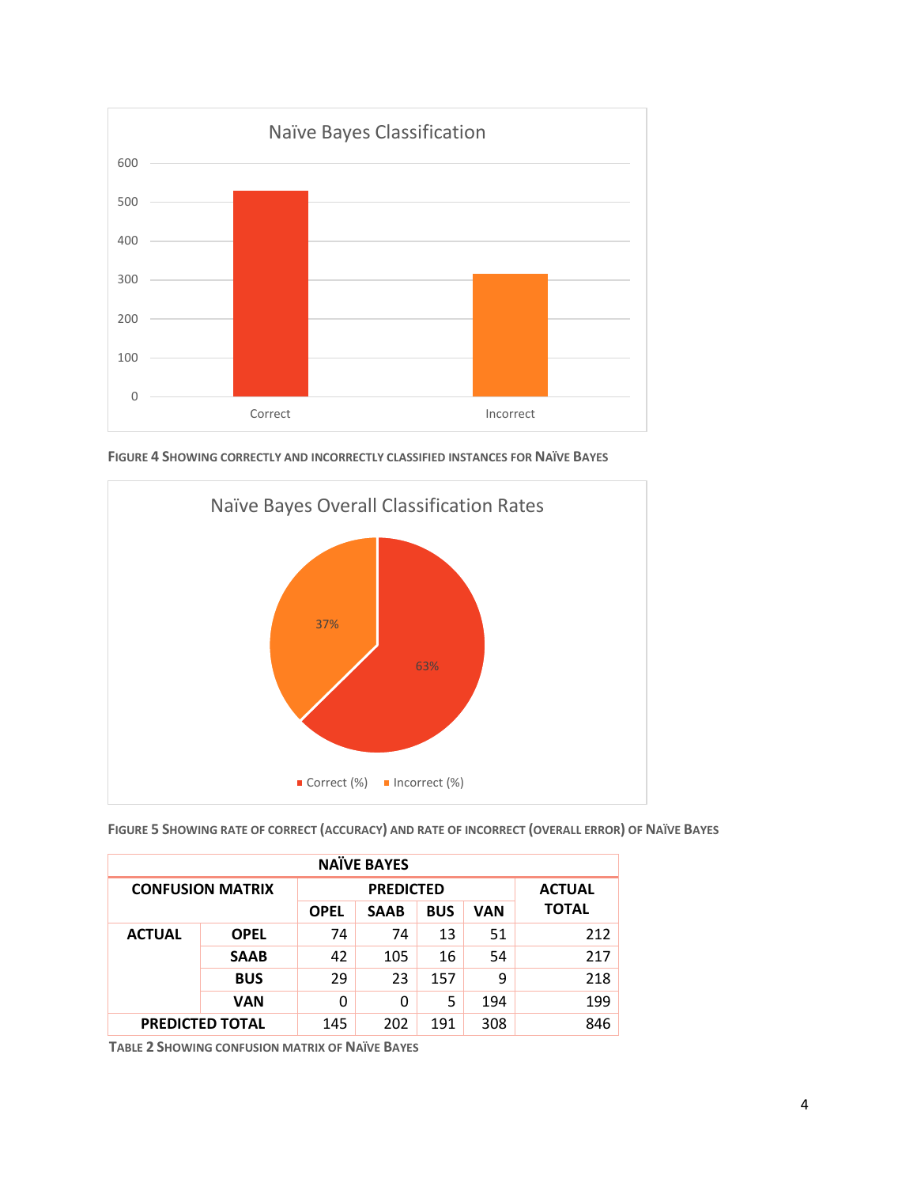FIGURE 4 SHOWING CORRECTLY AND INCORRECTLY CLASSIFIED INSTANCES FOR NAÏVE BAYES

FIGURE 5 SHOWING RATE OF CORRECT (ACCURACY) AND RATE OF INCORRECT (OVERALL ERROR) OF NAÏVE BAYES

| NAÏVE BAYES | | | | | | |
|---|---|---|---|---|---|---|
| **CONFUSION MATRIX** | | **PREDICTED** | | | | **ACTUAL TOTAL** |
| | | **OPEL** | **SAAB** | **BUS** | **VAN** | |
| **ACTUAL** | **OPEL** | 74 | 74 | 13 | 51 | 212 |
| | **SAAB** | 42 | 105 | 16 | 54 | 217 |
| | **BUS** | 29 | 23 | 157 | 9 | 218 |
| | **VAN** | 0 | 0 | 5 | 194 | 199 |
| **PREDICTED TOTAL** | | 145 | 202 | 191 | 308 | 846 |

TABLE 2 SHOWING CONFUSION MATRIX OF NAÏVE BAYES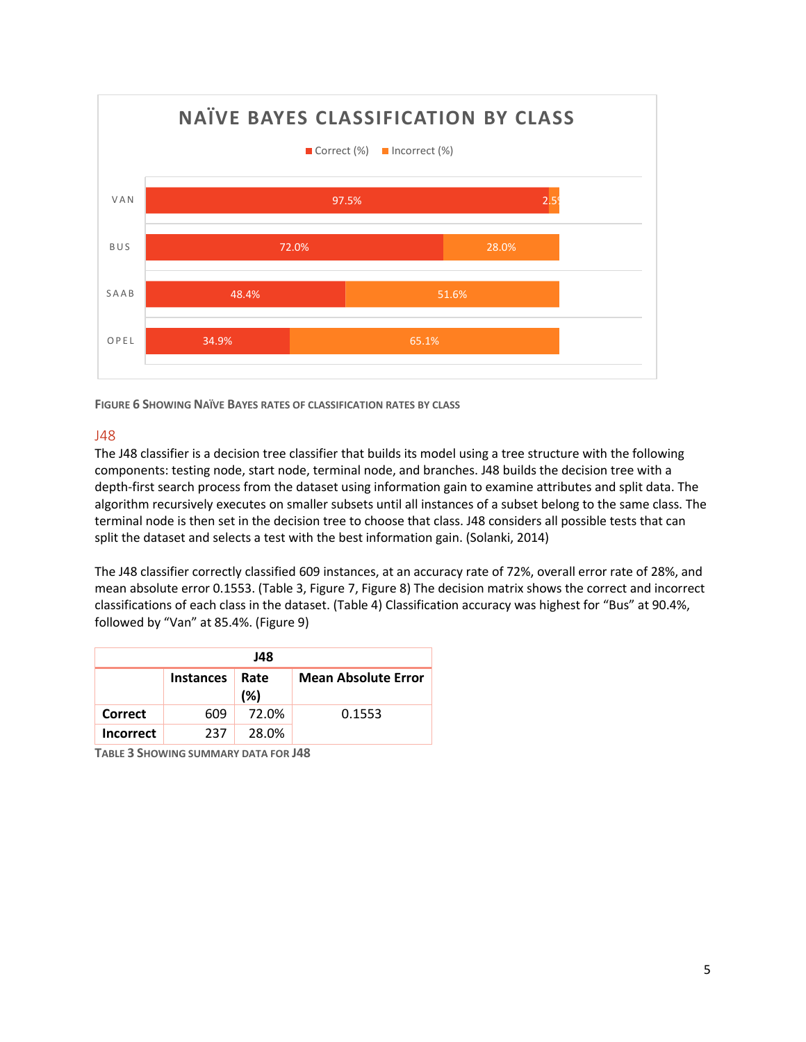**Naïve Bayes Classification by Class**

| Class | Correct (%) | Incorrect (%) |
|---|---|---|
| VAN | 97.5% | 2.5% |
| BUS | 72.0% | 28.0% |
| SAAB | 48.4% | 51.6% |
| OPEL | 34.9% | 65.1% |

FIGURE 6 SHOWING NAÏVE BAYES RATES OF CLASSIFICATION RATES BY CLASS

## J48

The J48 classifier is a decision tree classifier that builds its model using a tree structure with the following components: testing node, start node, terminal node, and branches. J48 builds the decision tree with a depth-first search process from the dataset using information gain to examine attributes and split data. The algorithm recursively executes on smaller subsets until all instances of a subset belong to the same class. The terminal node is then set in the decision tree to choose that class. J48 considers all possible tests that can split the dataset and selects a test with the best information gain. (Solanki, 2014)

The J48 classifier correctly classified 609 instances, at an accuracy rate of 72%, overall error rate of 28%, and mean absolute error 0.1553. (Table 3, Figure 7, Figure 8) The decision matrix shows the correct and incorrect classifications of each class in the dataset. (Table 4) Classification accuracy was highest for "Bus" at 90.4%, followed by "Van" at 85.4%. (Figure 9)

| J48 | | | |
|---|---|---|---|
| | Instances | Rate (%) | Mean Absolute Error |
| Correct | 609 | 72.0% | 0.1553 |
| Incorrect | 237 | 28.0% | |

TABLE 3 SHOWING SUMMARY DATA FOR J48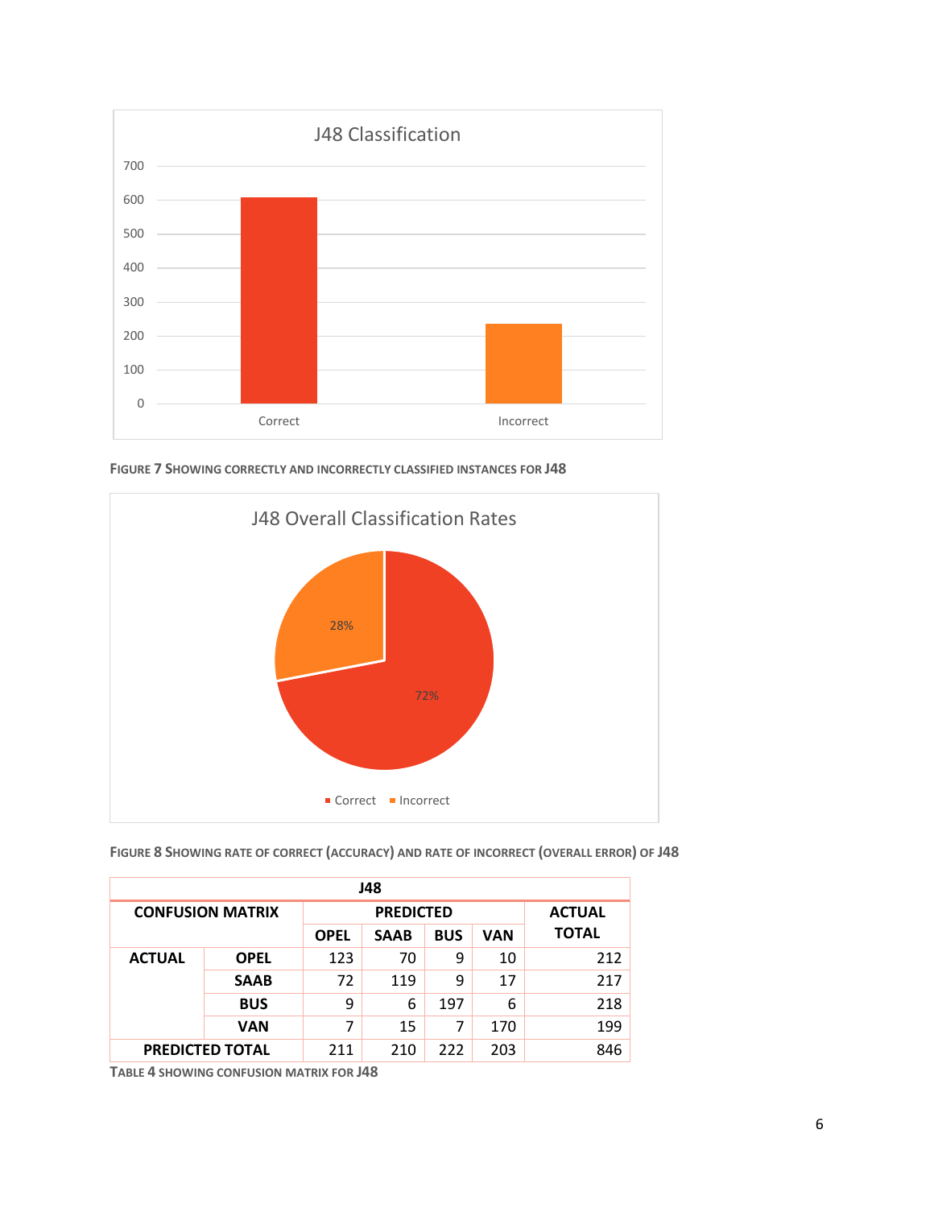FIGURE 7 SHOWING CORRECTLY AND INCORRECTLY CLASSIFIED INSTANCES FOR J48

FIGURE 8 SHOWING RATE OF CORRECT (ACCURACY) AND RATE OF INCORRECT (OVERALL ERROR) OF J48

| J48 | | | | | | |
|---|---|---|---|---|---|---|
| **CONFUSION MATRIX** | | **PREDICTED** | | | | **ACTUAL TOTAL** |
| | | **OPEL** | **SAAB** | **BUS** | **VAN** | |
| **ACTUAL** | **OPEL** | 123 | 70 | 9 | 10 | 212 |
| | **SAAB** | 72 | 119 | 9 | 17 | 217 |
| | **BUS** | 9 | 6 | 197 | 6 | 218 |
| | **VAN** | 7 | 15 | 7 | 170 | 199 |
| **PREDICTED TOTAL** | | 211 | 210 | 222 | 203 | 846 |

TABLE 4 SHOWING CONFUSION MATRIX FOR J48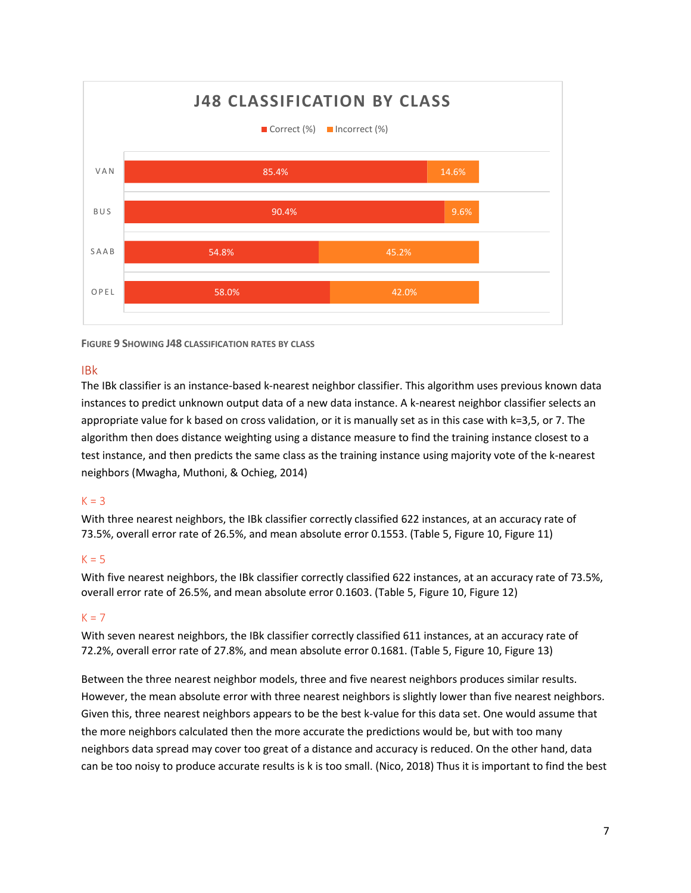**J48 CLASSIFICATION BY CLASS**

| Class | Correct (%) | Incorrect (%) |
|---|---|---|
| VAN | 85.4% | 14.6% |
| BUS | 90.4% | 9.6% |
| SAAB | 54.8% | 45.2% |
| OPEL | 58.0% | 42.0% |

**Figure 9 Showing J48 classification rates by class**

## IBk

The IBk classifier is an instance-based k-nearest neighbor classifier. This algorithm uses previous known data instances to predict unknown output data of a new data instance. A k-nearest neighbor classifier selects an appropriate value for k based on cross validation, or it is manually set as in this case with k=3,5, or 7. The algorithm then does distance weighting using a distance measure to find the training instance closest to a test instance, and then predicts the same class as the training instance using majority vote of the k-nearest neighbors (Mwagha, Muthoni, & Ochieg, 2014)

### K = 3

With three nearest neighbors, the IBk classifier correctly classified 622 instances, at an accuracy rate of 73.5%, overall error rate of 26.5%, and mean absolute error 0.1553. (Table 5, Figure 10, Figure 11)

### K = 5

With five nearest neighbors, the IBk classifier correctly classified 622 instances, at an accuracy rate of 73.5%, overall error rate of 26.5%, and mean absolute error 0.1603. (Table 5, Figure 10, Figure 12)

### K = 7

With seven nearest neighbors, the IBk classifier correctly classified 611 instances, at an accuracy rate of 72.2%, overall error rate of 27.8%, and mean absolute error 0.1681. (Table 5, Figure 10, Figure 13)

Between the three nearest neighbor models, three and five nearest neighbors produces similar results. However, the mean absolute error with three nearest neighbors is slightly lower than five nearest neighbors. Given this, three nearest neighbors appears to be the best k-value for this data set. One would assume that the more neighbors calculated then the more accurate the predictions would be, but with too many neighbors data spread may cover too great of a distance and accuracy is reduced. On the other hand, data can be too noisy to produce accurate results is k is too small. (Nico, 2018) Thus it is important to find the best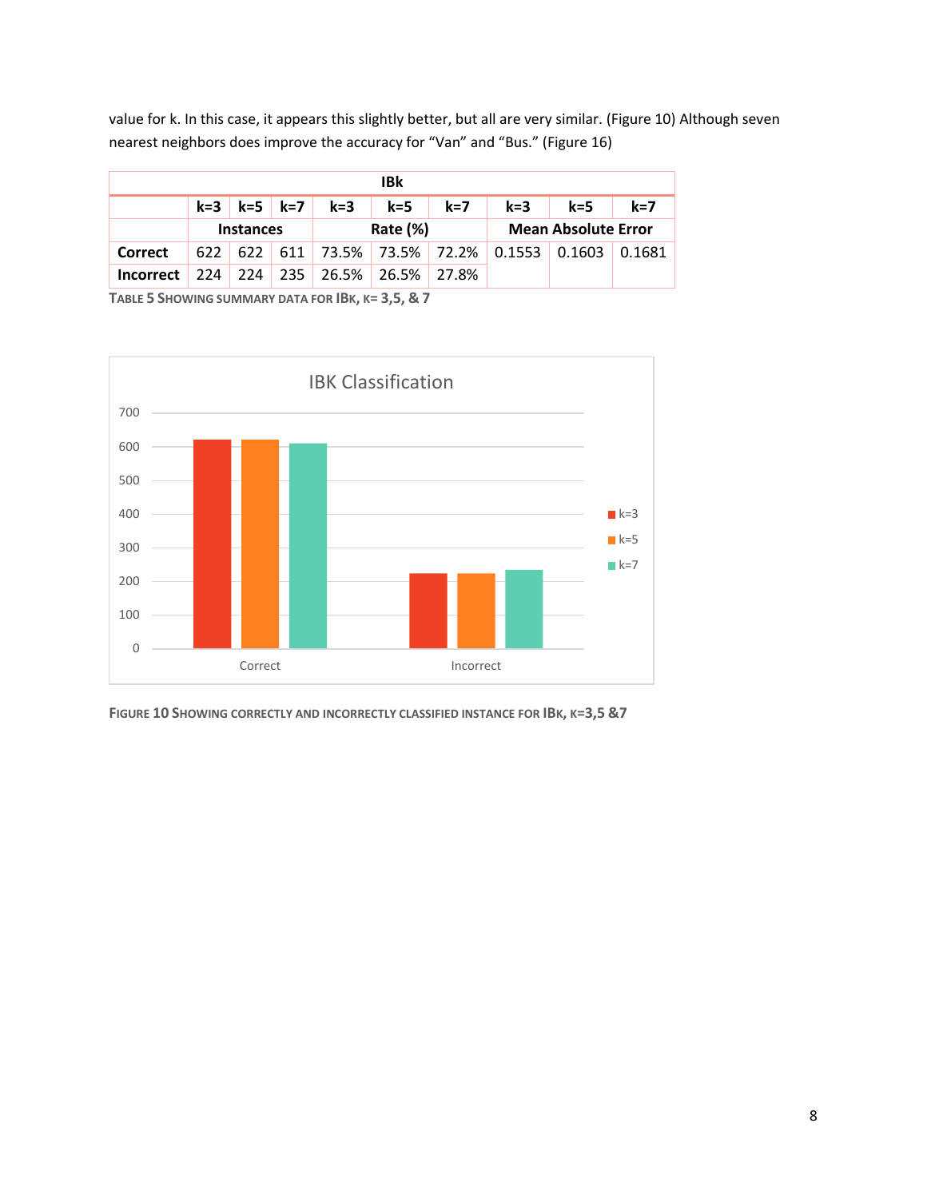value for k. In this case, it appears this slightly better, but all are very similar. (Figure 10) Although seven nearest neighbors does improve the accuracy for “Van” and “Bus.” (Figure 16)

| IBk | | | | | | | | | |
|---|---|---|---|---|---|---|---|---|---|
| | k=3 | k=5 | k=7 | k=3 | k=5 | k=7 | k=3 | k=5 | k=7 |
| | Instances | | | Rate (%) | | | Mean Absolute Error | | |
| **Correct** | 622 | 622 | 611 | 73.5% | 73.5% | 72.2% | 0.1553 | 0.1603 | 0.1681 |
| **Incorrect** | 224 | 224 | 235 | 26.5% | 26.5% | 27.8% | | | |

TABLE 5 SHOWING SUMMARY DATA FOR IBK, K= 3,5, & 7

FIGURE 10 SHOWING CORRECTLY AND INCORRECTLY CLASSIFIED INSTANCE FOR IBK, K=3,5 &7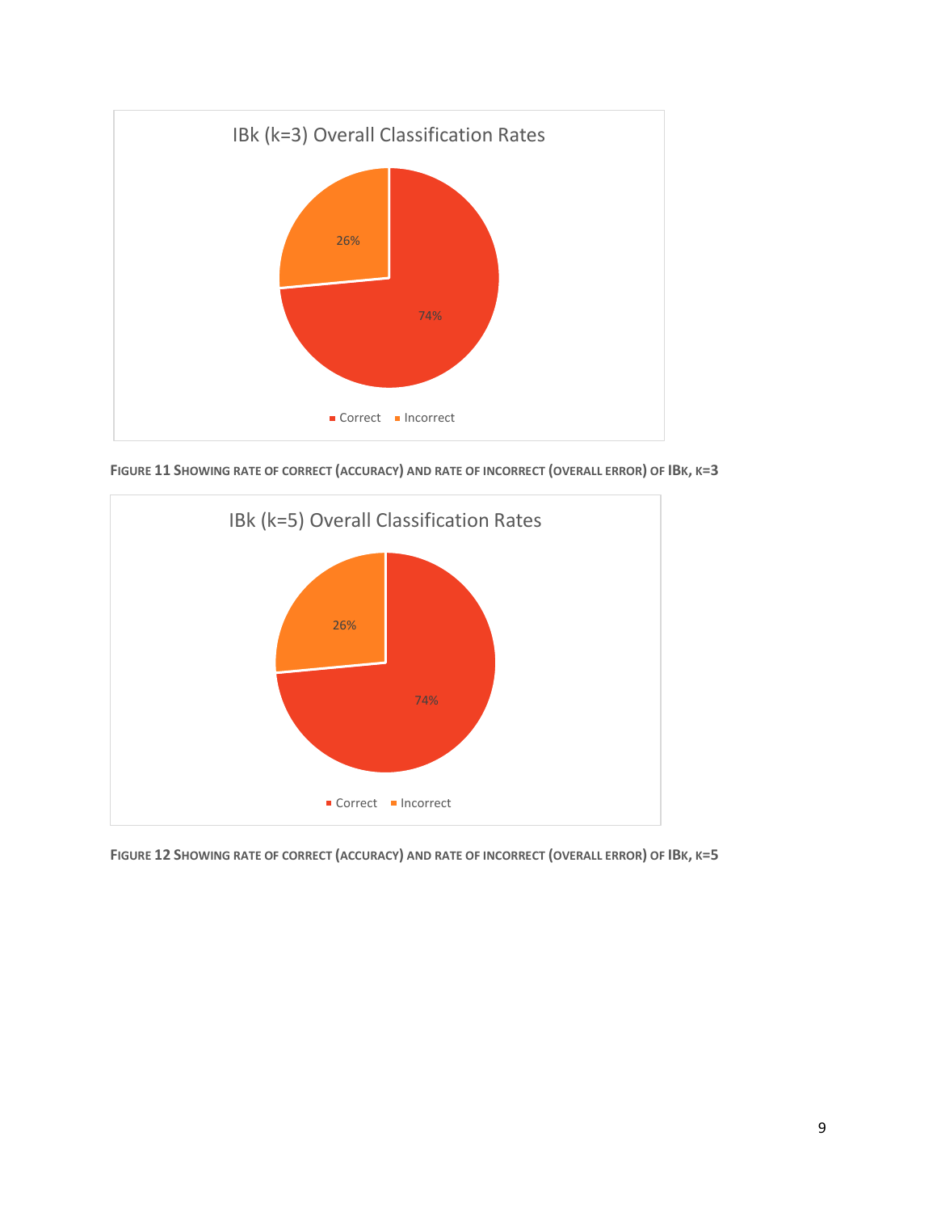IBk (k=3) Overall Classification Rates

| | |
|---|---|
| Correct | 74% |
| Incorrect | 26% |

**Figure 11 Showing rate of correct (accuracy) and rate of incorrect (overall error) of IBk, k=3**

IBk (k=5) Overall Classification Rates

| | |
|---|---|
| Correct | 74% |
| Incorrect | 26% |

**Figure 12 Showing rate of correct (accuracy) and rate of incorrect (overall error) of IBk, k=5**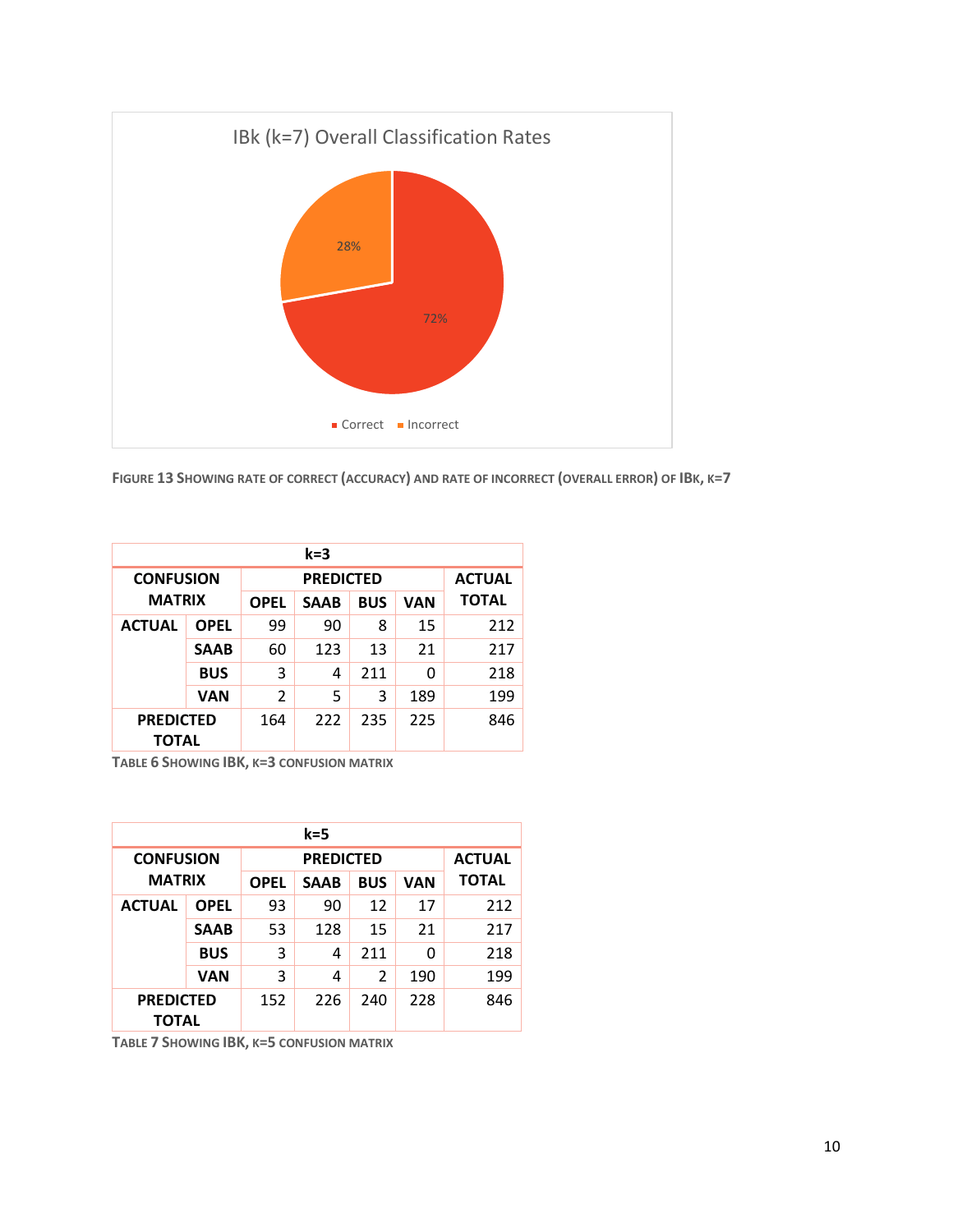IBk (k=7) Overall Classification Rates

- Correct: 72%
- Incorrect: 28%

FIGURE 13 SHOWING RATE OF CORRECT (ACCURACY) AND RATE OF INCORRECT (OVERALL ERROR) OF IBK, K=7

| k=3 | | | | | | |
|---|---|---|---|---|---|---|
| CONFUSION MATRIX | | PREDICTED | | | | ACTUAL TOTAL |
| | | OPEL | SAAB | BUS | VAN | |
| ACTUAL | OPEL | 99 | 90 | 8 | 15 | 212 |
| | SAAB | 60 | 123 | 13 | 21 | 217 |
| | BUS | 3 | 4 | 211 | 0 | 218 |
| | VAN | 2 | 5 | 3 | 189 | 199 |
| PREDICTED TOTAL | | 164 | 222 | 235 | 225 | 846 |

TABLE 6 SHOWING IBK, K=3 CONFUSION MATRIX

| k=5 | | | | | | |
|---|---|---|---|---|---|---|
| CONFUSION MATRIX | | PREDICTED | | | | ACTUAL TOTAL |
| | | OPEL | SAAB | BUS | VAN | |
| ACTUAL | OPEL | 93 | 90 | 12 | 17 | 212 |
| | SAAB | 53 | 128 | 15 | 21 | 217 |
| | BUS | 3 | 4 | 211 | 0 | 218 |
| | VAN | 3 | 4 | 2 | 190 | 199 |
| PREDICTED TOTAL | | 152 | 226 | 240 | 228 | 846 |

TABLE 7 SHOWING IBK, K=5 CONFUSION MATRIX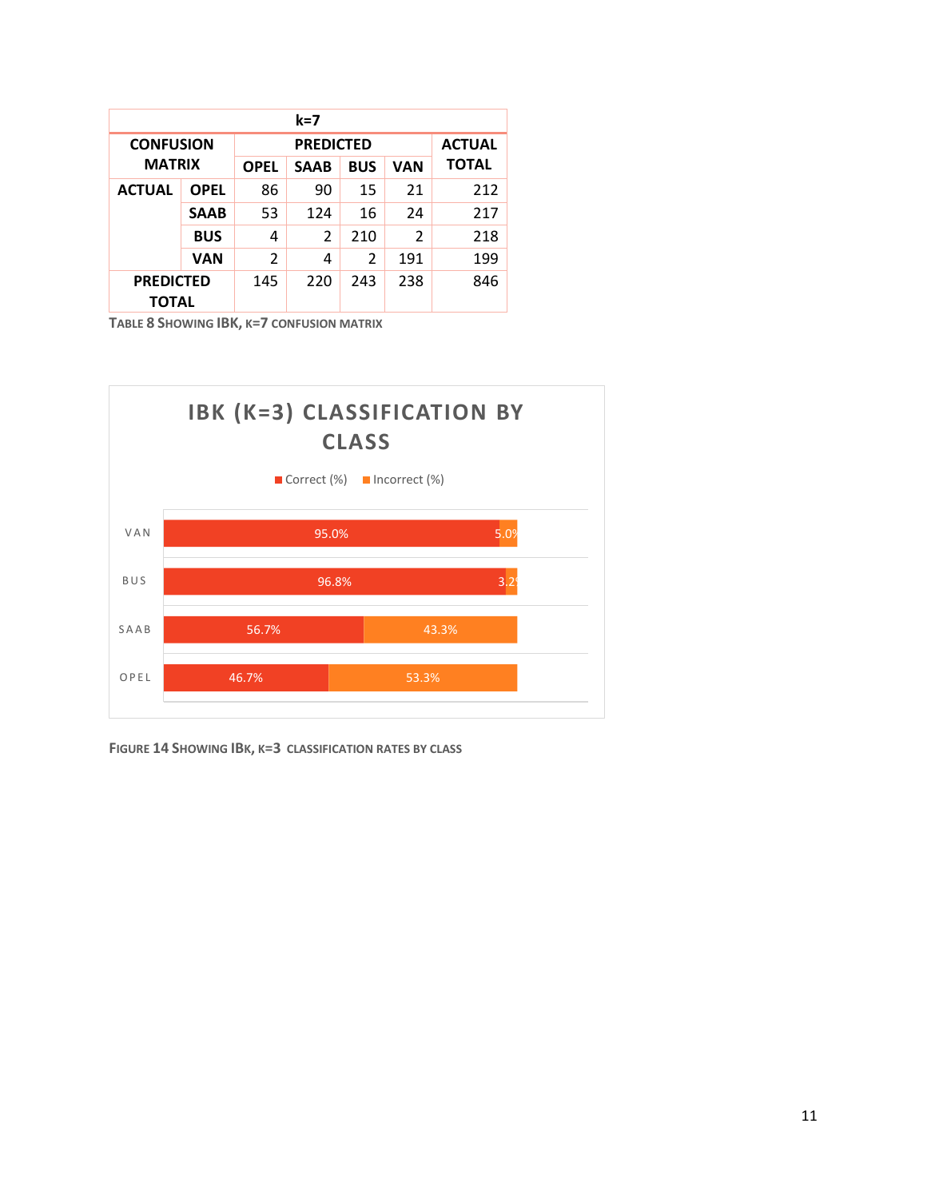| k=7 | | | | | | |
|---|---|---|---|---|---|---|
| **CONFUSION MATRIX** | | **PREDICTED** | | | | **ACTUAL TOTAL** |
| | | **OPEL** | **SAAB** | **BUS** | **VAN** | |
| **ACTUAL** | **OPEL** | 86 | 90 | 15 | 21 | 212 |
| | **SAAB** | 53 | 124 | 16 | 24 | 217 |
| | **BUS** | 4 | 2 | 210 | 2 | 218 |
| | **VAN** | 2 | 4 | 2 | 191 | 199 |
| **PREDICTED TOTAL** | | 145 | 220 | 243 | 238 | 846 |

TABLE 8 SHOWING IBK, K=7 CONFUSION MATRIX

**IBK (K=3) CLASSIFICATION BY CLASS**

| Class | Correct (%) | Incorrect (%) |
|---|---|---|
| VAN | 95.0% | 5.0% |
| BUS | 96.8% | 3.2% |
| SAAB | 56.7% | 43.3% |
| OPEL | 46.7% | 53.3% |

FIGURE 14 SHOWING IBK, K=3 CLASSIFICATION RATES BY CLASS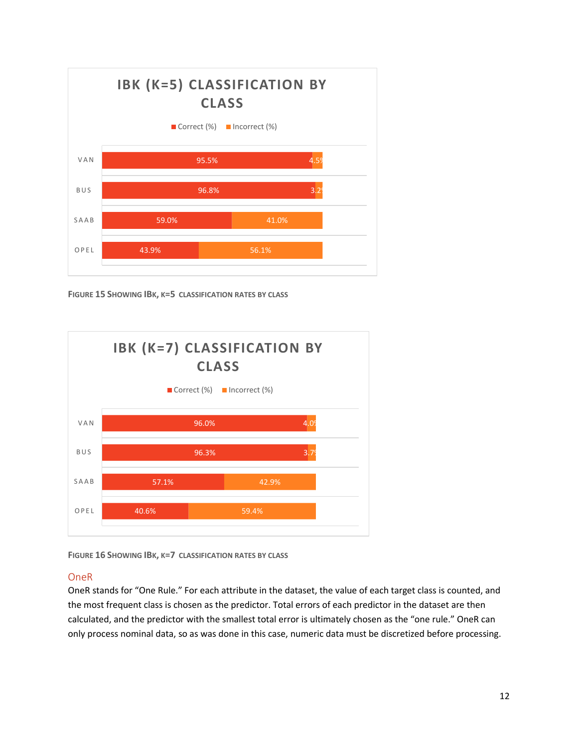**IBK (K=5) CLASSIFICATION BY CLASS**

| Class | Correct (%) | Incorrect (%) |
|---|---|---|
| VAN | 95.5% | 4.5% |
| BUS | 96.8% | 3.2% |
| SAAB | 59.0% | 41.0% |
| OPEL | 43.9% | 56.1% |

**Figure 15 Showing IBk, k=5 classification rates by class**

**IBK (K=7) CLASSIFICATION BY CLASS**

| Class | Correct (%) | Incorrect (%) |
|---|---|---|
| VAN | 96.0% | 4.0% |
| BUS | 96.3% | 3.7% |
| SAAB | 57.1% | 42.9% |
| OPEL | 40.6% | 59.4% |

**Figure 16 Showing IBk, k=7 classification rates by class**

## OneR

OneR stands for "One Rule." For each attribute in the dataset, the value of each target class is counted, and the most frequent class is chosen as the predictor. Total errors of each predictor in the dataset are then calculated, and the predictor with the smallest total error is ultimately chosen as the "one rule." OneR can only process nominal data, so as was done in this case, numeric data must be discretized before processing.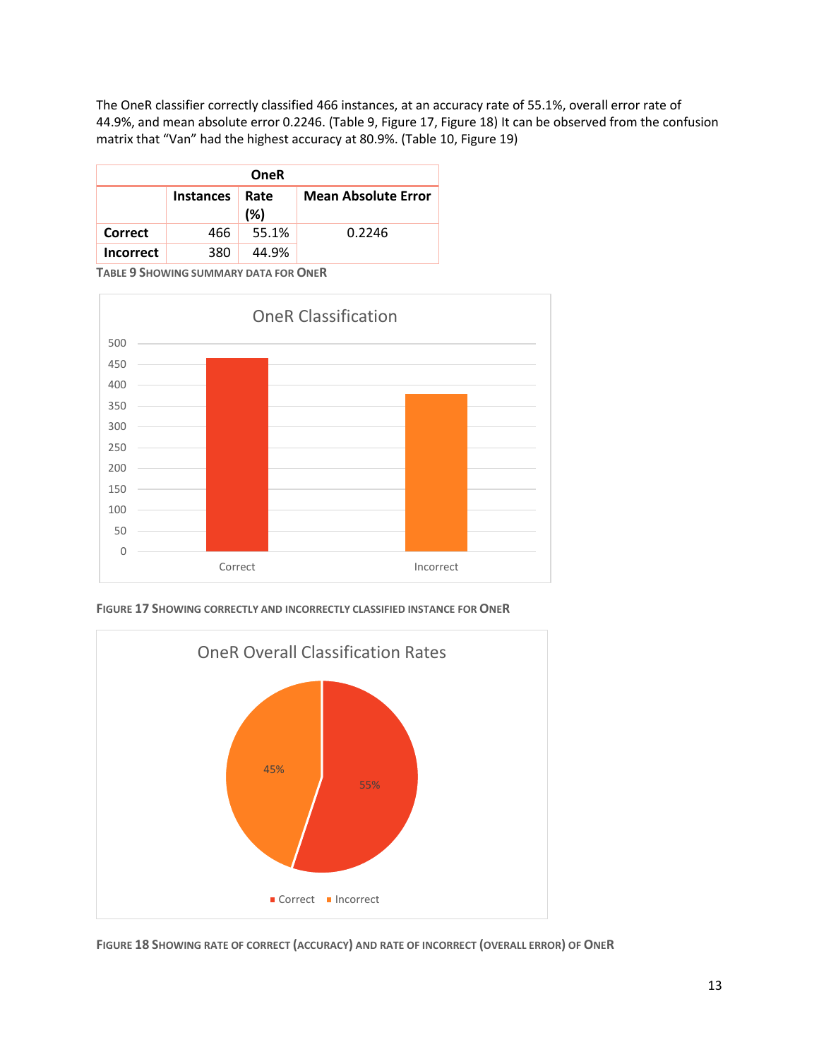The OneR classifier correctly classified 466 instances, at an accuracy rate of 55.1%, overall error rate of 44.9%, and mean absolute error 0.2246. (Table 9, Figure 17, Figure 18) It can be observed from the confusion matrix that “Van” had the highest accuracy at 80.9%. (Table 10, Figure 19)

| OneR | | | |
|---|---|---|---|
| | Instances | Rate (%) | Mean Absolute Error |
| **Correct** | 466 | 55.1% | 0.2246 |
| **Incorrect** | 380 | 44.9% | |

TABLE 9 SHOWING SUMMARY DATA FOR ONER

FIGURE 17 SHOWING CORRECTLY AND INCORRECTLY CLASSIFIED INSTANCE FOR ONER

FIGURE 18 SHOWING RATE OF CORRECT (ACCURACY) AND RATE OF INCORRECT (OVERALL ERROR) OF ONER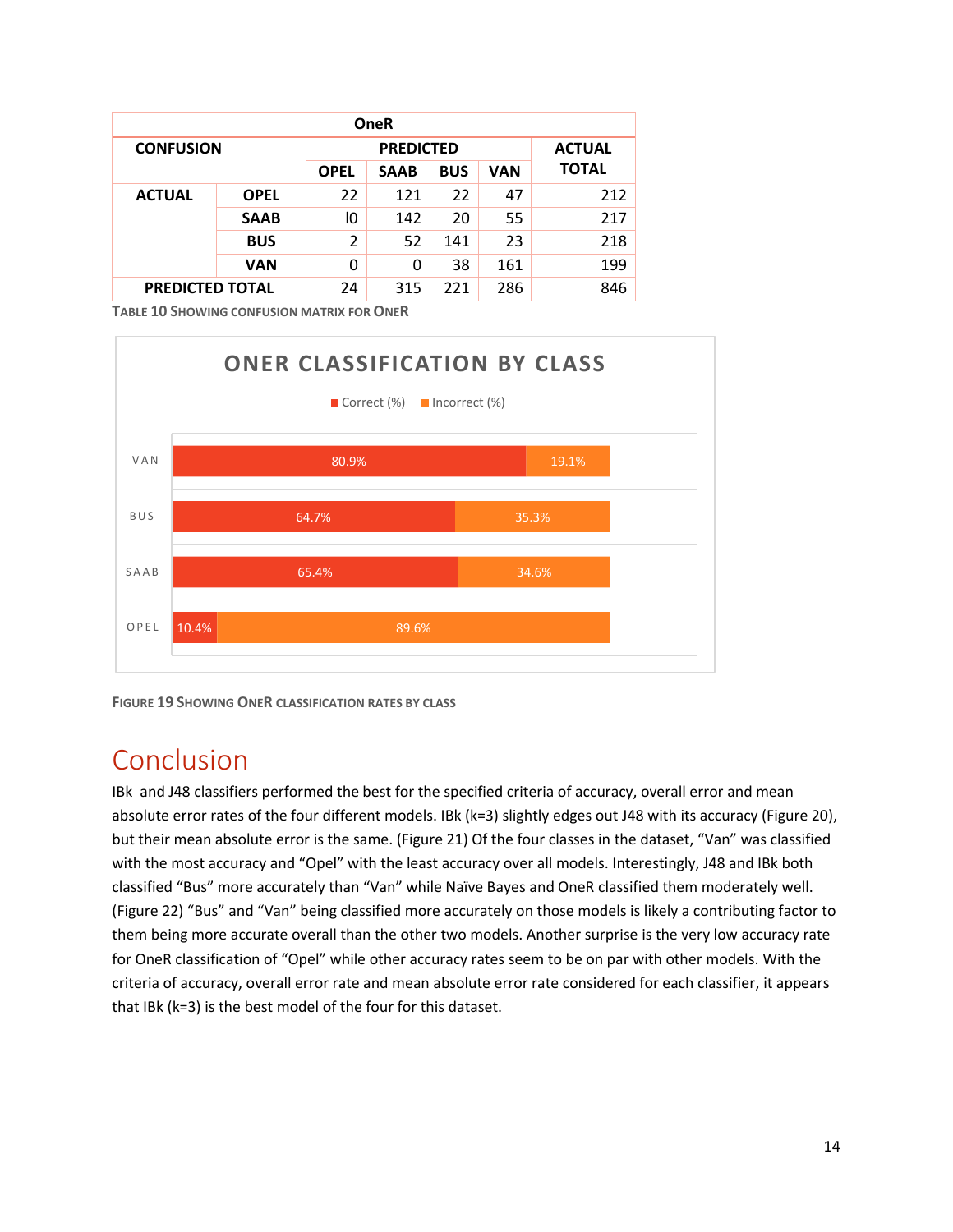| OneR | | | | | | |
|---|---|---|---|---|---|---|
| **CONFUSION** | | **PREDICTED** | | | | **ACTUAL TOTAL** |
| | | **OPEL** | **SAAB** | **BUS** | **VAN** | |
| **ACTUAL** | **OPEL** | 22 | 121 | 22 | 47 | 212 |
| | **SAAB** | l0 | 142 | 20 | 55 | 217 |
| | **BUS** | 2 | 52 | 141 | 23 | 218 |
| | **VAN** | 0 | 0 | 38 | 161 | 199 |
| **PREDICTED TOTAL** | | 24 | 315 | 221 | 286 | 846 |

TABLE 10 SHOWING CONFUSION MATRIX FOR ONER

**ONER CLASSIFICATION BY CLASS**

| Class | Correct (%) | Incorrect (%) |
|---|---|---|
| VAN | 80.9% | 19.1% |
| BUS | 64.7% | 35.3% |
| SAAB | 65.4% | 34.6% |
| OPEL | 10.4% | 89.6% |

FIGURE 19 SHOWING ONER CLASSIFICATION RATES BY CLASS

# Conclusion

IBk and J48 classifiers performed the best for the specified criteria of accuracy, overall error and mean absolute error rates of the four different models. IBk (k=3) slightly edges out J48 with its accuracy (Figure 20), but their mean absolute error is the same. (Figure 21) Of the four classes in the dataset, "Van" was classified with the most accuracy and "Opel" with the least accuracy over all models. Interestingly, J48 and IBk both classified "Bus" more accurately than "Van" while Naïve Bayes and OneR classified them moderately well. (Figure 22) "Bus" and "Van" being classified more accurately on those models is likely a contributing factor to them being more accurate overall than the other two models. Another surprise is the very low accuracy rate for OneR classification of "Opel" while other accuracy rates seem to be on par with other models. With the criteria of accuracy, overall error rate and mean absolute error rate considered for each classifier, it appears that IBk (k=3) is the best model of the four for this dataset.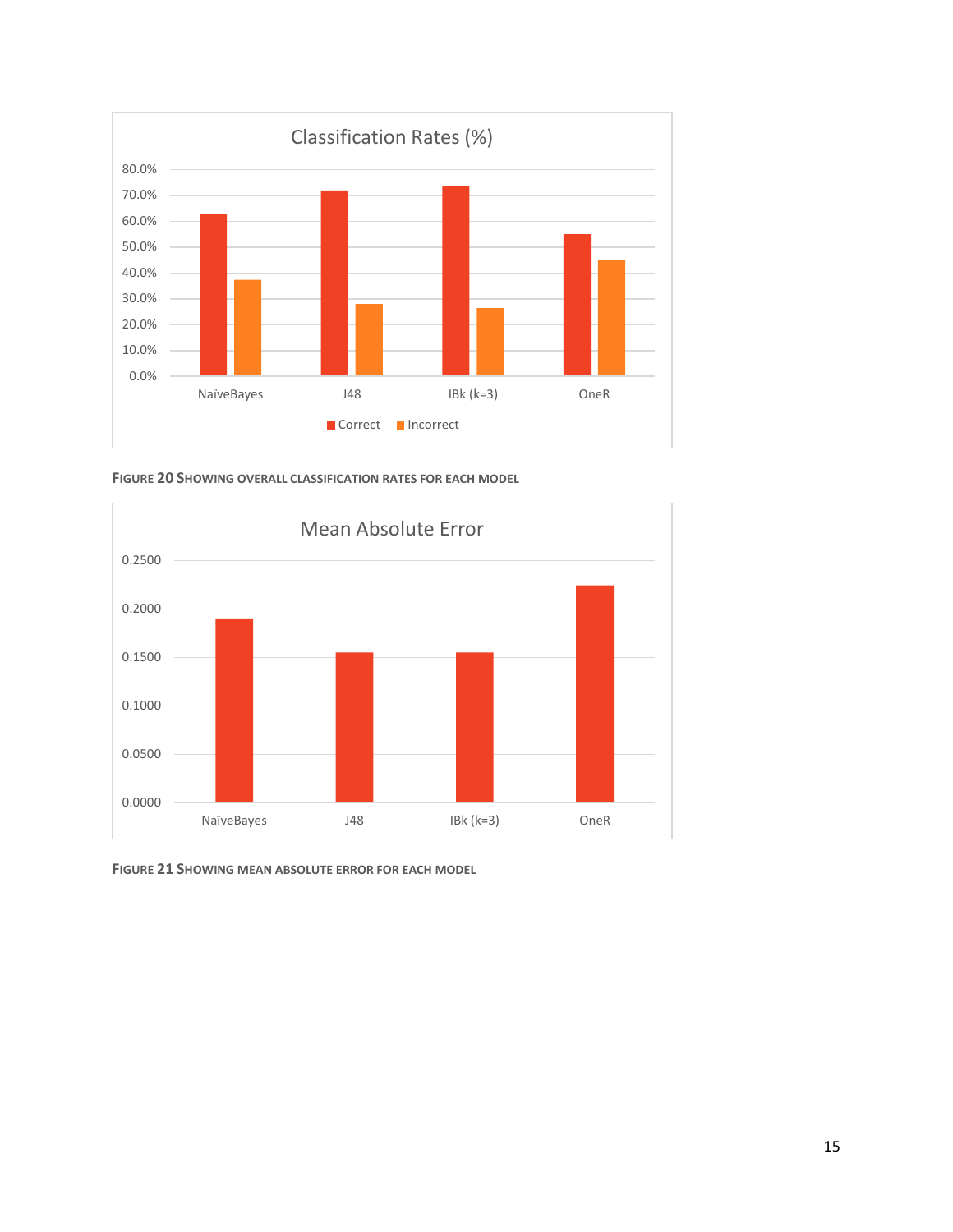**Figure 20 Showing overall classification rates for each model**

**Figure 21 Showing mean absolute error for each model**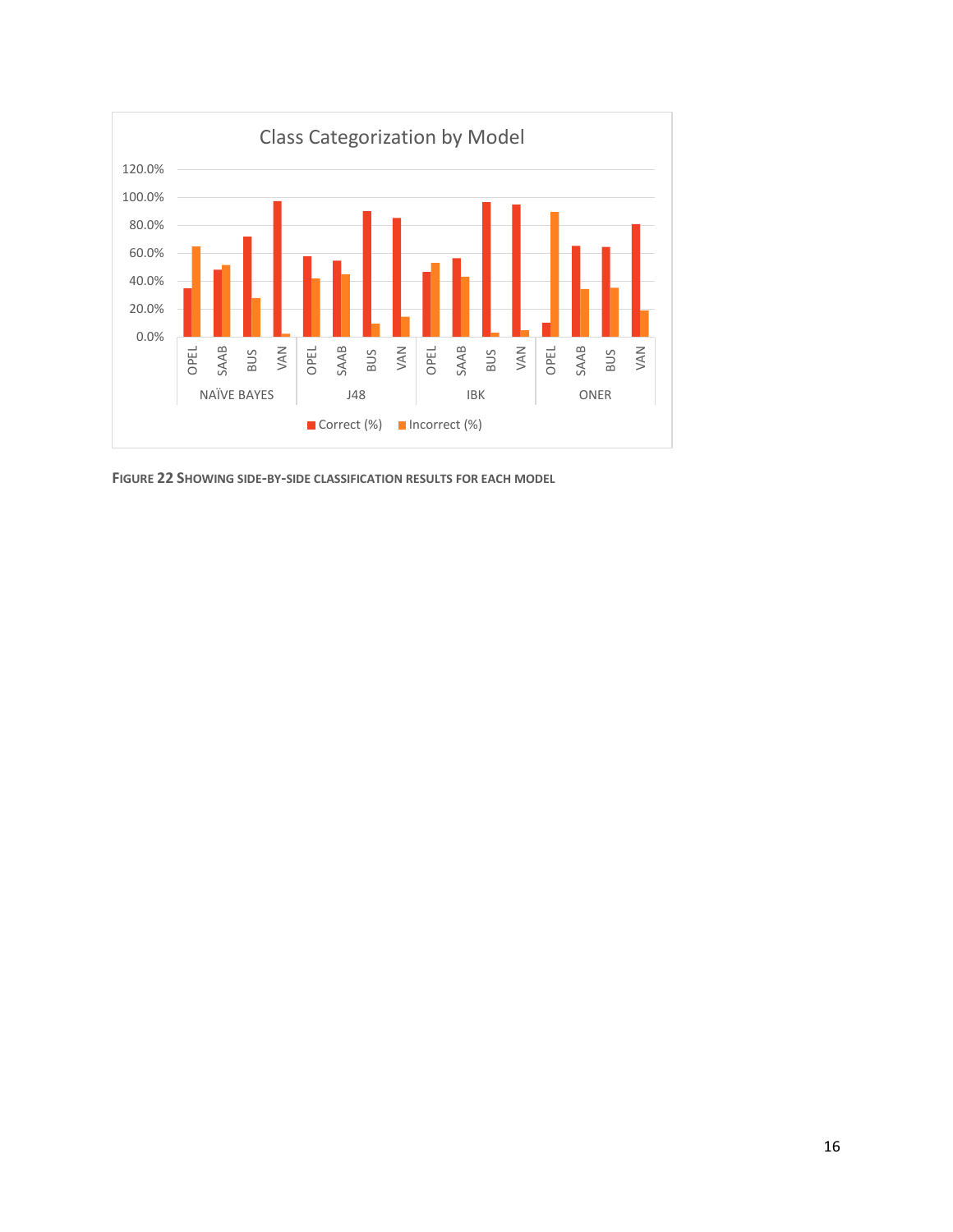Class Categorization by Model

| | | Correct (%) | Incorrect (%) |
|---|---|---|---|
| NAÏVE BAYES | OPEL | | |
| | SAAB | | |
| | BUS | | |
| | VAN | | |
| J48 | OPEL | | |
| | SAAB | | |
| | BUS | | |
| | VAN | | |
| IBK | OPEL | | |
| | SAAB | | |
| | BUS | | |
| | VAN | | |
| ONER | OPEL | | |
| | SAAB | | |
| | BUS | | |
| | VAN | | |

**FIGURE 22 SHOWING SIDE-BY-SIDE CLASSIFICATION RESULTS FOR EACH MODEL**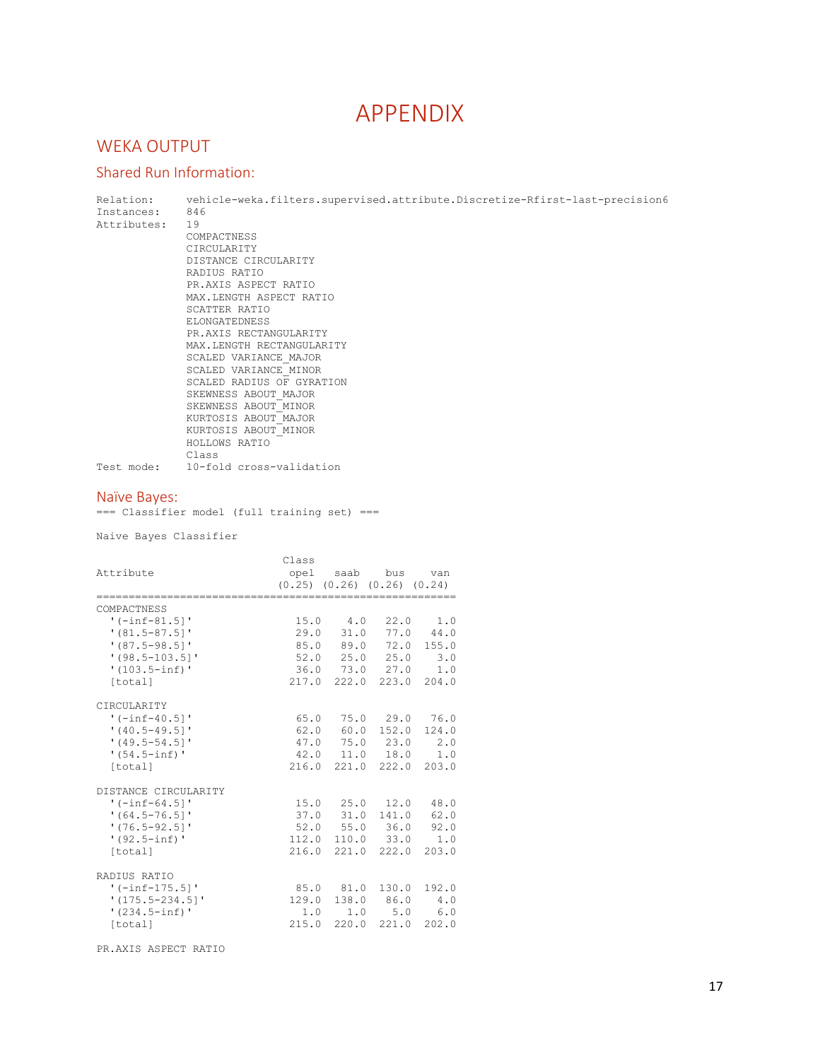# APPENDIX

## WEKA OUTPUT

### Shared Run Information:

```
Relation:     vehicle-weka.filters.supervised.attribute.Discretize-Rfirst-last-precision6
Instances:    846
Attributes:   19
              COMPACTNESS
              CIRCULARITY
              DISTANCE CIRCULARITY
              RADIUS RATIO
              PR.AXIS ASPECT RATIO
              MAX.LENGTH ASPECT RATIO
              SCATTER RATIO
              ELONGATEDNESS
              PR.AXIS RECTANGULARITY
              MAX.LENGTH RECTANGULARITY
              SCALED VARIANCE_MAJOR
              SCALED VARIANCE_MINOR
              SCALED RADIUS OF GYRATION
              SKEWNESS ABOUT_MAJOR
              SKEWNESS ABOUT_MINOR
              KURTOSIS ABOUT_MAJOR
              KURTOSIS ABOUT_MINOR
              HOLLOWS RATIO
              Class
Test mode:    10-fold cross-validation
```

### Naïve Bayes:

```
=== Classifier model (full training set) ===

Naive Bayes Classifier

                            Class
Attribute                    opel   saab    bus    van
                           (0.25) (0.26) (0.26) (0.24)
=========================================================
COMPACTNESS
  '(-inf-81.5]'              15.0    4.0   22.0    1.0
  '(81.5-87.5]'              29.0   31.0   77.0   44.0
  '(87.5-98.5]'              85.0   89.0   72.0  155.0
  '(98.5-103.5]'             52.0   25.0   25.0    3.0
  '(103.5-inf)'              36.0   73.0   27.0    1.0
  [total]                   217.0  222.0  223.0  204.0

CIRCULARITY
  '(-inf-40.5]'              65.0   75.0   29.0   76.0
  '(40.5-49.5]'              62.0   60.0  152.0  124.0
  '(49.5-54.5]'              47.0   75.0   23.0    2.0
  '(54.5-inf)'               42.0   11.0   18.0    1.0
  [total]                   216.0  221.0  222.0  203.0

DISTANCE CIRCULARITY
  '(-inf-64.5]'              15.0   25.0   12.0   48.0
  '(64.5-76.5]'              37.0   31.0  141.0   62.0
  '(76.5-92.5]'              52.0   55.0   36.0   92.0
  '(92.5-inf)'              112.0  110.0   33.0    1.0
  [total]                   216.0  221.0  222.0  203.0

RADIUS RATIO
  '(-inf-175.5]'             85.0   81.0  130.0  192.0
  '(175.5-234.5]'           129.0  138.0   86.0    4.0
  '(234.5-inf)'               1.0    1.0    5.0    6.0
  [total]                   215.0  220.0  221.0  202.0

PR.AXIS ASPECT RATIO
```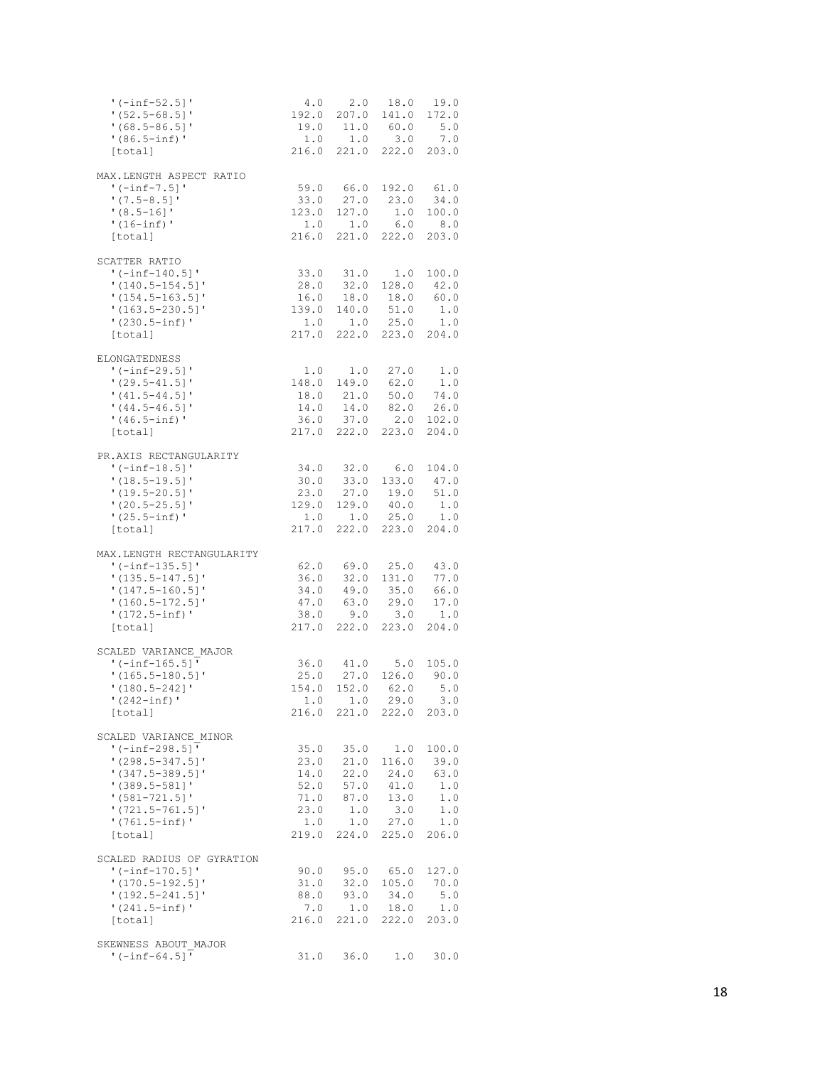```
  '(-inf-52.5]'                4.0    2.0   18.0   19.0
  '(52.5-68.5]'              192.0  207.0  141.0  172.0
  '(68.5-86.5]'               19.0   11.0   60.0    5.0
  '(86.5-inf)'                 1.0    1.0    3.0    7.0
  [total]                    216.0  221.0  222.0  203.0

MAX.LENGTH ASPECT RATIO
  '(-inf-7.5]'                59.0   66.0  192.0   61.0
  '(7.5-8.5]'                 33.0   27.0   23.0   34.0
  '(8.5-16]'                 123.0  127.0    1.0  100.0
  '(16-inf)'                   1.0    1.0    6.0    8.0
  [total]                    216.0  221.0  222.0  203.0

SCATTER RATIO
  '(-inf-140.5]'              33.0   31.0    1.0  100.0
  '(140.5-154.5]'             28.0   32.0  128.0   42.0
  '(154.5-163.5]'             16.0   18.0   18.0   60.0
  '(163.5-230.5]'            139.0  140.0   51.0    1.0
  '(230.5-inf)'                1.0    1.0   25.0    1.0
  [total]                    217.0  222.0  223.0  204.0

ELONGATEDNESS
  '(-inf-29.5]'                1.0    1.0   27.0    1.0
  '(29.5-41.5]'              148.0  149.0   62.0    1.0
  '(41.5-44.5]'               18.0   21.0   50.0   74.0
  '(44.5-46.5]'               14.0   14.0   82.0   26.0
  '(46.5-inf)'                36.0   37.0    2.0  102.0
  [total]                    217.0  222.0  223.0  204.0

PR.AXIS RECTANGULARITY
  '(-inf-18.5]'               34.0   32.0    6.0  104.0
  '(18.5-19.5]'               30.0   33.0  133.0   47.0
  '(19.5-20.5]'               23.0   27.0   19.0   51.0
  '(20.5-25.5]'              129.0  129.0   40.0    1.0
  '(25.5-inf)'                 1.0    1.0   25.0    1.0
  [total]                    217.0  222.0  223.0  204.0

MAX.LENGTH RECTANGULARITY
  '(-inf-135.5]'              62.0   69.0   25.0   43.0
  '(135.5-147.5]'             36.0   32.0  131.0   77.0
  '(147.5-160.5]'             34.0   49.0   35.0   66.0
  '(160.5-172.5]'             47.0   63.0   29.0   17.0
  '(172.5-inf)'               38.0    9.0    3.0    1.0
  [total]                    217.0  222.0  223.0  204.0

SCALED VARIANCE_MAJOR
  '(-inf-165.5]'              36.0   41.0    5.0  105.0
  '(165.5-180.5]'             25.0   27.0  126.0   90.0
  '(180.5-242]'              154.0  152.0   62.0    5.0
  '(242-inf)'                  1.0    1.0   29.0    3.0
  [total]                    216.0  221.0  222.0  203.0

SCALED VARIANCE_MINOR
  '(-inf-298.5]'              35.0   35.0    1.0  100.0
  '(298.5-347.5]'             23.0   21.0  116.0   39.0
  '(347.5-389.5]'             14.0   22.0   24.0   63.0
  '(389.5-581]'               52.0   57.0   41.0    1.0
  '(581-721.5]'               71.0   87.0   13.0    1.0
  '(721.5-761.5]'             23.0    1.0    3.0    1.0
  '(761.5-inf)'                1.0    1.0   27.0    1.0
  [total]                    219.0  224.0  225.0  206.0

SCALED RADIUS OF GYRATION
  '(-inf-170.5]'              90.0   95.0   65.0  127.0
  '(170.5-192.5]'             31.0   32.0  105.0   70.0
  '(192.5-241.5]'             88.0   93.0   34.0    5.0
  '(241.5-inf)'                7.0    1.0   18.0    1.0
  [total]                    216.0  221.0  222.0  203.0

SKEWNESS ABOUT_MAJOR
  '(-inf-64.5]'               31.0   36.0    1.0   30.0
```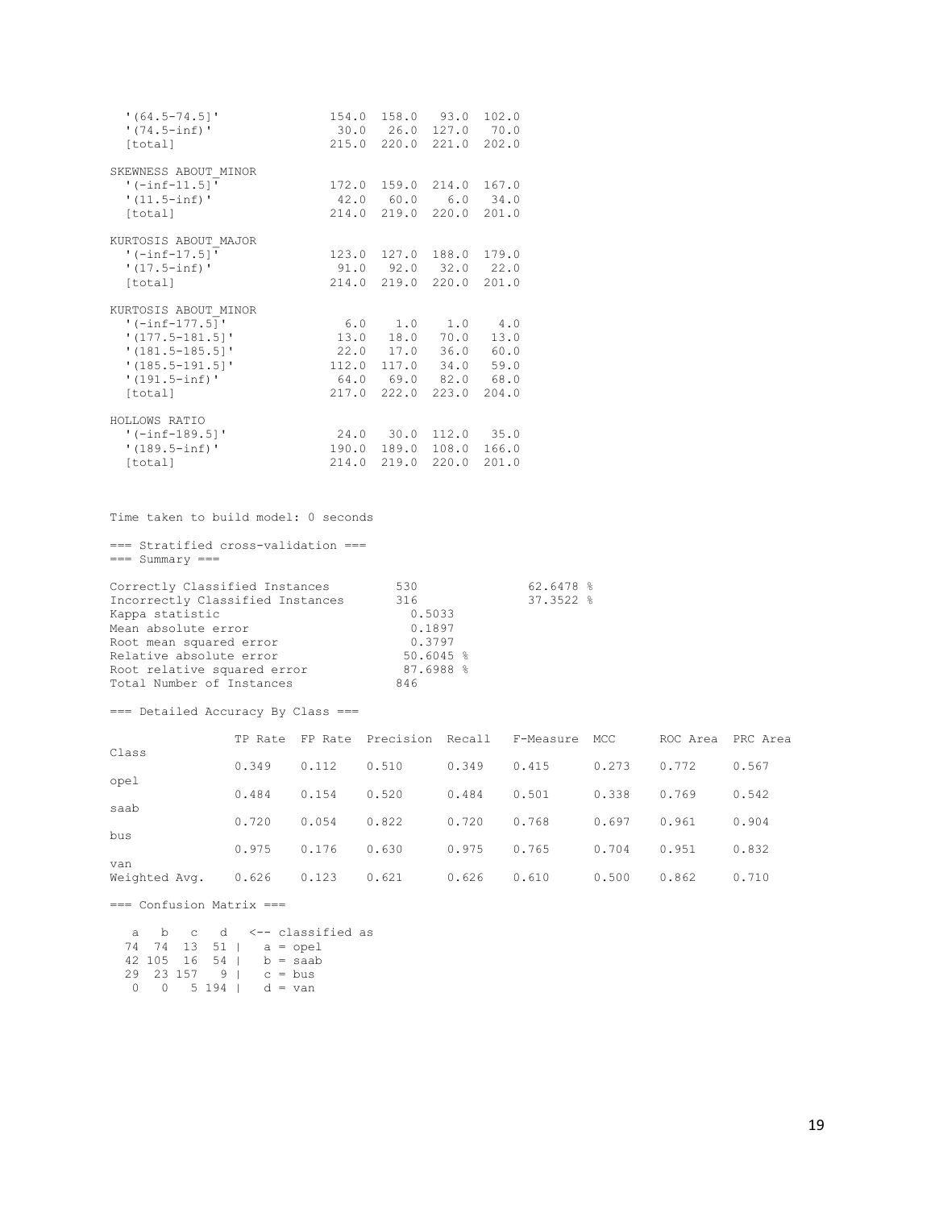```
  '(64.5-74.5]'             154.0  158.0   93.0  102.0
  '(74.5-inf)'               30.0   26.0  127.0   70.0
  [total]                   215.0  220.0  221.0  202.0

SKEWNESS ABOUT_MINOR
  '(-inf-11.5]'             172.0  159.0  214.0  167.0
  '(11.5-inf)'               42.0   60.0    6.0   34.0
  [total]                   214.0  219.0  220.0  201.0

KURTOSIS ABOUT_MAJOR
  '(-inf-17.5]'             123.0  127.0  188.0  179.0
  '(17.5-inf)'               91.0   92.0   32.0   22.0
  [total]                   214.0  219.0  220.0  201.0

KURTOSIS ABOUT_MINOR
  '(-inf-177.5]'              6.0    1.0    1.0    4.0
  '(177.5-181.5]'            13.0   18.0   70.0   13.0
  '(181.5-185.5]'            22.0   17.0   36.0   60.0
  '(185.5-191.5]'           112.0  117.0   34.0   59.0
  '(191.5-inf)'              64.0   69.0   82.0   68.0
  [total]                   217.0  222.0  223.0  204.0

HOLLOWS RATIO
  '(-inf-189.5]'             24.0   30.0  112.0   35.0
  '(189.5-inf)'             190.0  189.0  108.0  166.0
  [total]                   214.0  219.0  220.0  201.0


Time taken to build model: 0 seconds

=== Stratified cross-validation ===
=== Summary ===

Correctly Classified Instances         530               62.6478 %
Incorrectly Classified Instances       316               37.3522 %
Kappa statistic                          0.5033
Mean absolute error                      0.1897
Root mean squared error                  0.3797
Relative absolute error                 50.6045 %
Root relative squared error             87.6988 %
Total Number of Instances              846

=== Detailed Accuracy By Class ===

                 TP Rate  FP Rate  Precision  Recall   F-Measure  MCC      ROC Area  PRC Area
Class
                 0.349    0.112    0.510      0.349    0.415      0.273    0.772     0.567
opel
                 0.484    0.154    0.520      0.484    0.501      0.338    0.769     0.542
saab
                 0.720    0.054    0.822      0.720    0.768      0.697    0.961     0.904
bus
                 0.975    0.176    0.630      0.975    0.765      0.704    0.951     0.832
van
Weighted Avg.    0.626    0.123    0.621      0.626    0.610      0.500    0.862     0.710

=== Confusion Matrix ===

   a   b   c   d   <-- classified as
  74  74  13  51 |   a = opel
  42 105  16  54 |   b = saab
  29  23 157   9 |   c = bus
   0   0   5 194 |   d = van
```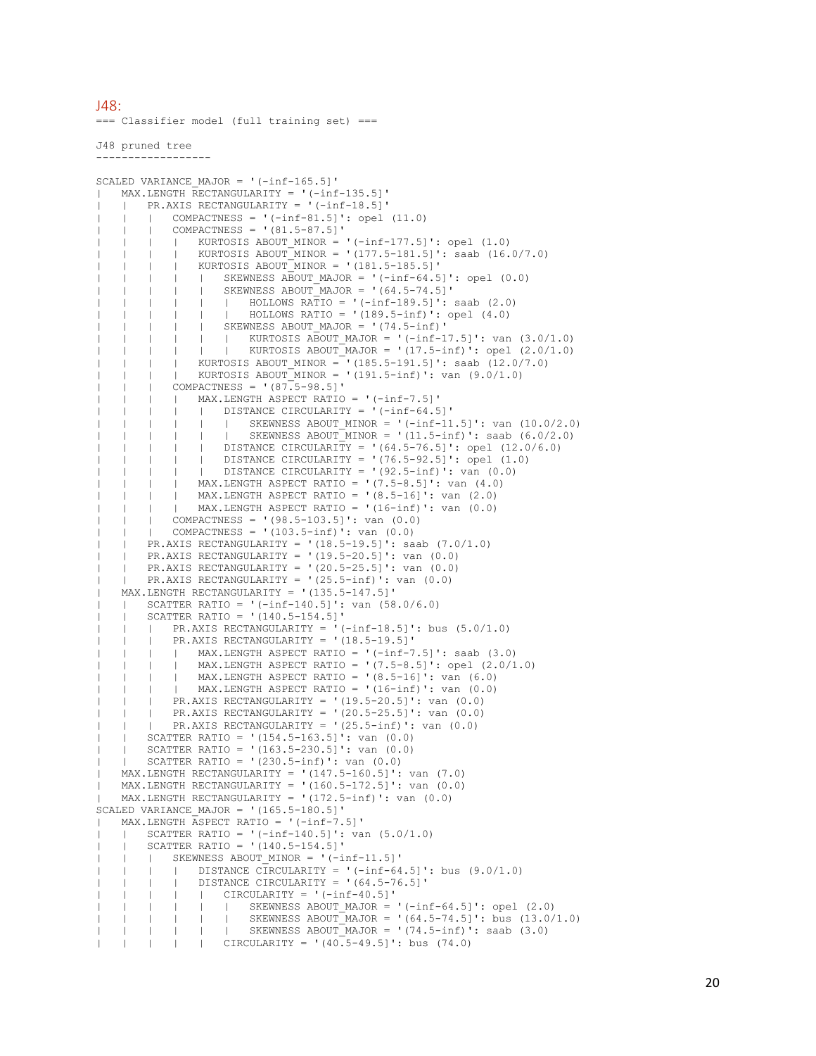## J48:

```
=== Classifier model (full training set) ===

J48 pruned tree
------------------

SCALED VARIANCE_MAJOR = '(-inf-165.5]'
|   MAX.LENGTH RECTANGULARITY = '(-inf-135.5]'
|   |   PR.AXIS RECTANGULARITY = '(-inf-18.5]'
|   |   |   COMPACTNESS = '(-inf-81.5]': opel (11.0)
|   |   |   COMPACTNESS = '(81.5-87.5]'
|   |   |   |   KURTOSIS ABOUT_MINOR = '(-inf-177.5]': opel (1.0)
|   |   |   |   KURTOSIS ABOUT_MINOR = '(177.5-181.5]': saab (16.0/7.0)
|   |   |   |   KURTOSIS ABOUT_MINOR = '(181.5-185.5]'
|   |   |   |   |   SKEWNESS ABOUT_MAJOR = '(-inf-64.5]': opel (0.0)
|   |   |   |   |   SKEWNESS ABOUT_MAJOR = '(64.5-74.5]'
|   |   |   |   |   |   HOLLOWS RATIO = '(-inf-189.5]': saab (2.0)
|   |   |   |   |   |   HOLLOWS RATIO = '(189.5-inf)': opel (4.0)
|   |   |   |   |   SKEWNESS ABOUT_MAJOR = '(74.5-inf)'
|   |   |   |   |   |   KURTOSIS ABOUT_MAJOR = '(-inf-17.5]': van (3.0/1.0)
|   |   |   |   |   |   KURTOSIS ABOUT_MAJOR = '(17.5-inf)': opel (2.0/1.0)
|   |   |   |   KURTOSIS ABOUT_MINOR = '(185.5-191.5]': saab (12.0/7.0)
|   |   |   |   KURTOSIS ABOUT_MINOR = '(191.5-inf)': van (9.0/1.0)
|   |   |   COMPACTNESS = '(87.5-98.5]'
|   |   |   |   MAX.LENGTH ASPECT RATIO = '(-inf-7.5]'
|   |   |   |   |   DISTANCE CIRCULARITY = '(-inf-64.5]'
|   |   |   |   |   |   SKEWNESS ABOUT_MINOR = '(-inf-11.5]': van (10.0/2.0)
|   |   |   |   |   |   SKEWNESS ABOUT_MINOR = '(11.5-inf)': saab (6.0/2.0)
|   |   |   |   |   DISTANCE CIRCULARITY = '(64.5-76.5]': opel (12.0/6.0)
|   |   |   |   |   DISTANCE CIRCULARITY = '(76.5-92.5]': opel (1.0)
|   |   |   |   |   DISTANCE CIRCULARITY = '(92.5-inf)': van (0.0)
|   |   |   |   MAX.LENGTH ASPECT RATIO = '(7.5-8.5]': van (4.0)
|   |   |   |   MAX.LENGTH ASPECT RATIO = '(8.5-16]': van (2.0)
|   |   |   |   MAX.LENGTH ASPECT RATIO = '(16-inf)': van (0.0)
|   |   |   COMPACTNESS = '(98.5-103.5]': van (0.0)
|   |   |   COMPACTNESS = '(103.5-inf)': van (0.0)
|   |   PR.AXIS RECTANGULARITY = '(18.5-19.5]': saab (7.0/1.0)
|   |   PR.AXIS RECTANGULARITY = '(19.5-20.5]': van (0.0)
|   |   PR.AXIS RECTANGULARITY = '(20.5-25.5]': van (0.0)
|   |   PR.AXIS RECTANGULARITY = '(25.5-inf)': van (0.0)
|   MAX.LENGTH RECTANGULARITY = '(135.5-147.5]'
|   |   SCATTER RATIO = '(-inf-140.5]': van (58.0/6.0)
|   |   SCATTER RATIO = '(140.5-154.5]'
|   |   |   PR.AXIS RECTANGULARITY = '(-inf-18.5]': bus (5.0/1.0)
|   |   |   PR.AXIS RECTANGULARITY = '(18.5-19.5]'
|   |   |   |   MAX.LENGTH ASPECT RATIO = '(-inf-7.5]': saab (3.0)
|   |   |   |   MAX.LENGTH ASPECT RATIO = '(7.5-8.5]': opel (2.0/1.0)
|   |   |   |   MAX.LENGTH ASPECT RATIO = '(8.5-16]': van (6.0)
|   |   |   |   MAX.LENGTH ASPECT RATIO = '(16-inf)': van (0.0)
|   |   |   PR.AXIS RECTANGULARITY = '(19.5-20.5]': van (0.0)
|   |   |   PR.AXIS RECTANGULARITY = '(20.5-25.5]': van (0.0)
|   |   |   PR.AXIS RECTANGULARITY = '(25.5-inf)': van (0.0)
|   |   SCATTER RATIO = '(154.5-163.5]': van (0.0)
|   |   SCATTER RATIO = '(163.5-230.5]': van (0.0)
|   |   SCATTER RATIO = '(230.5-inf)': van (0.0)
|   MAX.LENGTH RECTANGULARITY = '(147.5-160.5]': van (7.0)
|   MAX.LENGTH RECTANGULARITY = '(160.5-172.5]': van (0.0)
|   MAX.LENGTH RECTANGULARITY = '(172.5-inf)': van (0.0)
SCALED VARIANCE_MAJOR = '(165.5-180.5]'
|   MAX.LENGTH ASPECT RATIO = '(-inf-7.5]'
|   |   SCATTER RATIO = '(-inf-140.5]': van (5.0/1.0)
|   |   SCATTER RATIO = '(140.5-154.5]'
|   |   |   SKEWNESS ABOUT_MINOR = '(-inf-11.5]'
|   |   |   |   DISTANCE CIRCULARITY = '(-inf-64.5]': bus (9.0/1.0)
|   |   |   |   DISTANCE CIRCULARITY = '(64.5-76.5]'
|   |   |   |   |   CIRCULARITY = '(-inf-40.5]'
|   |   |   |   |   |   SKEWNESS ABOUT_MAJOR = '(-inf-64.5]': opel (2.0)
|   |   |   |   |   |   SKEWNESS ABOUT_MAJOR = '(64.5-74.5]': bus (13.0/1.0)
|   |   |   |   |   |   SKEWNESS ABOUT_MAJOR = '(74.5-inf)': saab (3.0)
|   |   |   |   |   CIRCULARITY = '(40.5-49.5]': bus (74.0)
```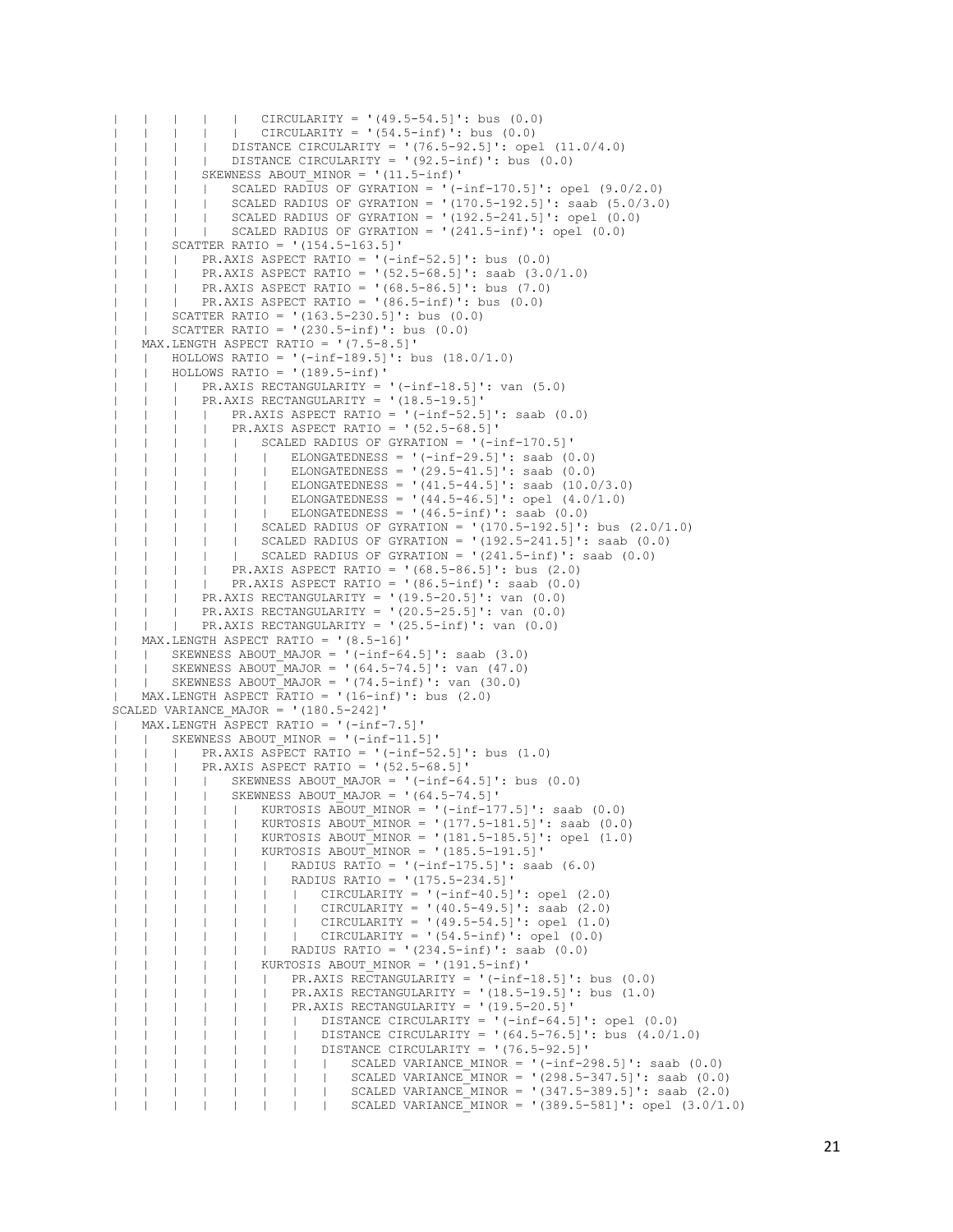```
|   |   |   |   |   CIRCULARITY = '(49.5-54.5]': bus (0.0)
|   |   |   |   |   CIRCULARITY = '(54.5-inf)': bus (0.0)
|   |   |   |   DISTANCE CIRCULARITY = '(76.5-92.5]': opel (11.0/4.0)
|   |   |   |   DISTANCE CIRCULARITY = '(92.5-inf)': bus (0.0)
|   |   |   SKEWNESS ABOUT_MINOR = '(11.5-inf)'
|   |   |   |   SCALED RADIUS OF GYRATION = '(-inf-170.5]': opel (9.0/2.0)
|   |   |   |   SCALED RADIUS OF GYRATION = '(170.5-192.5]': saab (5.0/3.0)
|   |   |   |   SCALED RADIUS OF GYRATION = '(192.5-241.5]': opel (0.0)
|   |   |   |   SCALED RADIUS OF GYRATION = '(241.5-inf)': opel (0.0)
|   |   SCATTER RATIO = '(154.5-163.5]'
|   |   |   PR.AXIS ASPECT RATIO = '(-inf-52.5]': bus (0.0)
|   |   |   PR.AXIS ASPECT RATIO = '(52.5-68.5]': saab (3.0/1.0)
|   |   |   PR.AXIS ASPECT RATIO = '(68.5-86.5]': bus (7.0)
|   |   |   PR.AXIS ASPECT RATIO = '(86.5-inf)': bus (0.0)
|   |   SCATTER RATIO = '(163.5-230.5]': bus (0.0)
|   |   SCATTER RATIO = '(230.5-inf)': bus (0.0)
|   MAX.LENGTH ASPECT RATIO = '(7.5-8.5]'
|   |   HOLLOWS RATIO = '(-inf-189.5]': bus (18.0/1.0)
|   |   HOLLOWS RATIO = '(189.5-inf)'
|   |   |   PR.AXIS RECTANGULARITY = '(-inf-18.5]': van (5.0)
|   |   |   PR.AXIS RECTANGULARITY = '(18.5-19.5]'
|   |   |   |   PR.AXIS ASPECT RATIO = '(-inf-52.5]': saab (0.0)
|   |   |   |   PR.AXIS ASPECT RATIO = '(52.5-68.5]'
|   |   |   |   |   SCALED RADIUS OF GYRATION = '(-inf-170.5]'
|   |   |   |   |   |   ELONGATEDNESS = '(-inf-29.5]': saab (0.0)
|   |   |   |   |   |   ELONGATEDNESS = '(29.5-41.5]': saab (0.0)
|   |   |   |   |   |   ELONGATEDNESS = '(41.5-44.5]': saab (10.0/3.0)
|   |   |   |   |   |   ELONGATEDNESS = '(44.5-46.5]': opel (4.0/1.0)
|   |   |   |   |   |   ELONGATEDNESS = '(46.5-inf)': saab (0.0)
|   |   |   |   |   SCALED RADIUS OF GYRATION = '(170.5-192.5]': bus (2.0/1.0)
|   |   |   |   |   SCALED RADIUS OF GYRATION = '(192.5-241.5]': saab (0.0)
|   |   |   |   |   SCALED RADIUS OF GYRATION = '(241.5-inf)': saab (0.0)
|   |   |   |   PR.AXIS ASPECT RATIO = '(68.5-86.5]': bus (2.0)
|   |   |   |   PR.AXIS ASPECT RATIO = '(86.5-inf)': saab (0.0)
|   |   |   PR.AXIS RECTANGULARITY = '(19.5-20.5]': van (0.0)
|   |   |   PR.AXIS RECTANGULARITY = '(20.5-25.5]': van (0.0)
|   |   |   PR.AXIS RECTANGULARITY = '(25.5-inf)': van (0.0)
|   MAX.LENGTH ASPECT RATIO = '(8.5-16]'
|   |   SKEWNESS ABOUT_MAJOR = '(-inf-64.5]': saab (3.0)
|   |   SKEWNESS ABOUT_MAJOR = '(64.5-74.5]': van (47.0)
|   |   SKEWNESS ABOUT_MAJOR = '(74.5-inf)': van (30.0)
|   MAX.LENGTH ASPECT RATIO = '(16-inf)': bus (2.0)
SCALED VARIANCE_MAJOR = '(180.5-242]'
|   MAX.LENGTH ASPECT RATIO = '(-inf-7.5]'
|   |   SKEWNESS ABOUT_MINOR = '(-inf-11.5]'
|   |   |   PR.AXIS ASPECT RATIO = '(-inf-52.5]': bus (1.0)
|   |   |   PR.AXIS ASPECT RATIO = '(52.5-68.5]'
|   |   |   |   SKEWNESS ABOUT_MAJOR = '(-inf-64.5]': bus (0.0)
|   |   |   |   SKEWNESS ABOUT_MAJOR = '(64.5-74.5]'
|   |   |   |   |   KURTOSIS ABOUT_MINOR = '(-inf-177.5]': saab (0.0)
|   |   |   |   |   KURTOSIS ABOUT_MINOR = '(177.5-181.5]': saab (0.0)
|   |   |   |   |   KURTOSIS ABOUT_MINOR = '(181.5-185.5]': opel (1.0)
|   |   |   |   |   KURTOSIS ABOUT_MINOR = '(185.5-191.5]'
|   |   |   |   |   |   RADIUS RATIO = '(-inf-175.5]': saab (6.0)
|   |   |   |   |   |   RADIUS RATIO = '(175.5-234.5]'
|   |   |   |   |   |   |   CIRCULARITY = '(-inf-40.5]': opel (2.0)
|   |   |   |   |   |   |   CIRCULARITY = '(40.5-49.5]': saab (2.0)
|   |   |   |   |   |   |   CIRCULARITY = '(49.5-54.5]': opel (1.0)
|   |   |   |   |   |   |   CIRCULARITY = '(54.5-inf)': opel (0.0)
|   |   |   |   |   |   RADIUS RATIO = '(234.5-inf)': saab (0.0)
|   |   |   |   |   KURTOSIS ABOUT_MINOR = '(191.5-inf)'
|   |   |   |   |   |   PR.AXIS RECTANGULARITY = '(-inf-18.5]': bus (0.0)
|   |   |   |   |   |   PR.AXIS RECTANGULARITY = '(18.5-19.5]': bus (1.0)
|   |   |   |   |   |   PR.AXIS RECTANGULARITY = '(19.5-20.5]'
|   |   |   |   |   |   |   DISTANCE CIRCULARITY = '(-inf-64.5]': opel (0.0)
|   |   |   |   |   |   |   DISTANCE CIRCULARITY = '(64.5-76.5]': bus (4.0/1.0)
|   |   |   |   |   |   |   DISTANCE CIRCULARITY = '(76.5-92.5]'
|   |   |   |   |   |   |   |   SCALED VARIANCE_MINOR = '(-inf-298.5]': saab (0.0)
|   |   |   |   |   |   |   |   SCALED VARIANCE_MINOR = '(298.5-347.5]': saab (0.0)
|   |   |   |   |   |   |   |   SCALED VARIANCE_MINOR = '(347.5-389.5]': saab (2.0)
|   |   |   |   |   |   |   |   SCALED VARIANCE_MINOR = '(389.5-581]': opel (3.0/1.0)
```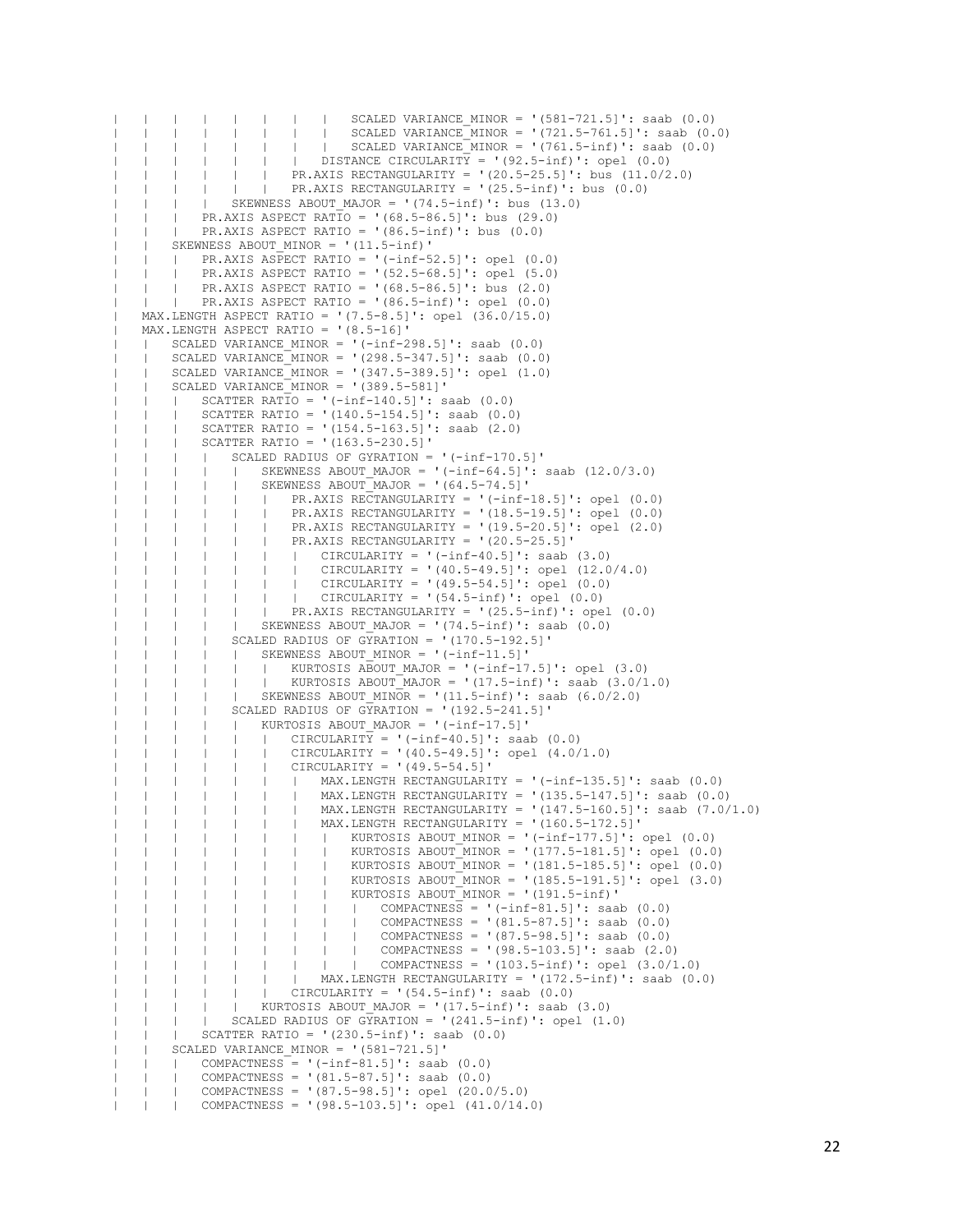```
|   |   |   |   |   |   |   |   SCALED VARIANCE_MINOR = '(581-721.5]': saab (0.0)
|   |   |   |   |   |   |   |   SCALED VARIANCE_MINOR = '(721.5-761.5]': saab (0.0)
|   |   |   |   |   |   |   |   SCALED VARIANCE_MINOR = '(761.5-inf)': saab (0.0)
|   |   |   |   |   |   |   DISTANCE CIRCULARITY = '(92.5-inf)': opel (0.0)
|   |   |   |   |   |   PR.AXIS RECTANGULARITY = '(20.5-25.5]': bus (11.0/2.0)
|   |   |   |   |   |   PR.AXIS RECTANGULARITY = '(25.5-inf)': bus (0.0)
|   |   |   |   SKEWNESS ABOUT_MAJOR = '(74.5-inf)': bus (13.0)
|   |   |   PR.AXIS ASPECT RATIO = '(68.5-86.5]': bus (29.0)
|   |   |   PR.AXIS ASPECT RATIO = '(86.5-inf)': bus (0.0)
|   |   SKEWNESS ABOUT_MINOR = '(11.5-inf)'
|   |   |   PR.AXIS ASPECT RATIO = '(-inf-52.5]': opel (0.0)
|   |   |   PR.AXIS ASPECT RATIO = '(52.5-68.5]': opel (5.0)
|   |   |   PR.AXIS ASPECT RATIO = '(68.5-86.5]': bus (2.0)
|   |   |   PR.AXIS ASPECT RATIO = '(86.5-inf)': opel (0.0)
|   MAX.LENGTH ASPECT RATIO = '(7.5-8.5]': opel (36.0/15.0)
|   MAX.LENGTH ASPECT RATIO = '(8.5-16]'
|   |   SCALED VARIANCE_MINOR = '(-inf-298.5]': saab (0.0)
|   |   SCALED VARIANCE_MINOR = '(298.5-347.5]': saab (0.0)
|   |   SCALED VARIANCE_MINOR = '(347.5-389.5]': opel (1.0)
|   |   SCALED VARIANCE_MINOR = '(389.5-581]'
|   |   |   SCATTER RATIO = '(-inf-140.5]': saab (0.0)
|   |   |   SCATTER RATIO = '(140.5-154.5]': saab (0.0)
|   |   |   SCATTER RATIO = '(154.5-163.5]': saab (2.0)
|   |   |   SCATTER RATIO = '(163.5-230.5]'
|   |   |   |   SCALED RADIUS OF GYRATION = '(-inf-170.5]'
|   |   |   |   |   SKEWNESS ABOUT_MAJOR = '(-inf-64.5]': saab (12.0/3.0)
|   |   |   |   |   SKEWNESS ABOUT_MAJOR = '(64.5-74.5]'
|   |   |   |   |   |   PR.AXIS RECTANGULARITY = '(-inf-18.5]': opel (0.0)
|   |   |   |   |   |   PR.AXIS RECTANGULARITY = '(18.5-19.5]': opel (0.0)
|   |   |   |   |   |   PR.AXIS RECTANGULARITY = '(19.5-20.5]': opel (2.0)
|   |   |   |   |   |   PR.AXIS RECTANGULARITY = '(20.5-25.5]'
|   |   |   |   |   |   |   CIRCULARITY = '(-inf-40.5]': saab (3.0)
|   |   |   |   |   |   |   CIRCULARITY = '(40.5-49.5]': opel (12.0/4.0)
|   |   |   |   |   |   |   CIRCULARITY = '(49.5-54.5]': opel (0.0)
|   |   |   |   |   |   |   CIRCULARITY = '(54.5-inf)': opel (0.0)
|   |   |   |   |   |   PR.AXIS RECTANGULARITY = '(25.5-inf)': opel (0.0)
|   |   |   |   |   SKEWNESS ABOUT_MAJOR = '(74.5-inf)': saab (0.0)
|   |   |   |   SCALED RADIUS OF GYRATION = '(170.5-192.5]'
|   |   |   |   |   SKEWNESS ABOUT_MINOR = '(-inf-11.5]'
|   |   |   |   |   |   KURTOSIS ABOUT_MAJOR = '(-inf-17.5]': opel (3.0)
|   |   |   |   |   |   KURTOSIS ABOUT_MAJOR = '(17.5-inf)': saab (3.0/1.0)
|   |   |   |   |   SKEWNESS ABOUT_MINOR = '(11.5-inf)': saab (6.0/2.0)
|   |   |   |   SCALED RADIUS OF GYRATION = '(192.5-241.5]'
|   |   |   |   |   KURTOSIS ABOUT_MAJOR = '(-inf-17.5]'
|   |   |   |   |   |   CIRCULARITY = '(-inf-40.5]': saab (0.0)
|   |   |   |   |   |   CIRCULARITY = '(40.5-49.5]': opel (4.0/1.0)
|   |   |   |   |   |   CIRCULARITY = '(49.5-54.5]'
|   |   |   |   |   |   |   MAX.LENGTH RECTANGULARITY = '(-inf-135.5]': saab (0.0)
|   |   |   |   |   |   |   MAX.LENGTH RECTANGULARITY = '(135.5-147.5]': saab (0.0)
|   |   |   |   |   |   |   MAX.LENGTH RECTANGULARITY = '(147.5-160.5]': saab (7.0/1.0)
|   |   |   |   |   |   |   MAX.LENGTH RECTANGULARITY = '(160.5-172.5]'
|   |   |   |   |   |   |   |   KURTOSIS ABOUT_MINOR = '(-inf-177.5]': opel (0.0)
|   |   |   |   |   |   |   |   KURTOSIS ABOUT_MINOR = '(177.5-181.5]': opel (0.0)
|   |   |   |   |   |   |   |   KURTOSIS ABOUT_MINOR = '(181.5-185.5]': opel (0.0)
|   |   |   |   |   |   |   |   KURTOSIS ABOUT_MINOR = '(185.5-191.5]': opel (3.0)
|   |   |   |   |   |   |   |   KURTOSIS ABOUT_MINOR = '(191.5-inf)'
|   |   |   |   |   |   |   |   |   COMPACTNESS = '(-inf-81.5]': saab (0.0)
|   |   |   |   |   |   |   |   |   COMPACTNESS = '(81.5-87.5]': saab (0.0)
|   |   |   |   |   |   |   |   |   COMPACTNESS = '(87.5-98.5]': saab (0.0)
|   |   |   |   |   |   |   |   |   COMPACTNESS = '(98.5-103.5]': saab (2.0)
|   |   |   |   |   |   |   |   |   COMPACTNESS = '(103.5-inf)': opel (3.0/1.0)
|   |   |   |   |   |   |   MAX.LENGTH RECTANGULARITY = '(172.5-inf)': saab (0.0)
|   |   |   |   |   |   CIRCULARITY = '(54.5-inf)': saab (0.0)
|   |   |   |   |   KURTOSIS ABOUT_MAJOR = '(17.5-inf)': saab (3.0)
|   |   |   |   SCALED RADIUS OF GYRATION = '(241.5-inf)': opel (1.0)
|   |   |   SCATTER RATIO = '(230.5-inf)': saab (0.0)
|   |   SCALED VARIANCE_MINOR = '(581-721.5]'
|   |   |   COMPACTNESS = '(-inf-81.5]': saab (0.0)
|   |   |   COMPACTNESS = '(81.5-87.5]': saab (0.0)
|   |   |   COMPACTNESS = '(87.5-98.5]': opel (20.0/5.0)
|   |   |   COMPACTNESS = '(98.5-103.5]': opel (41.0/14.0)
```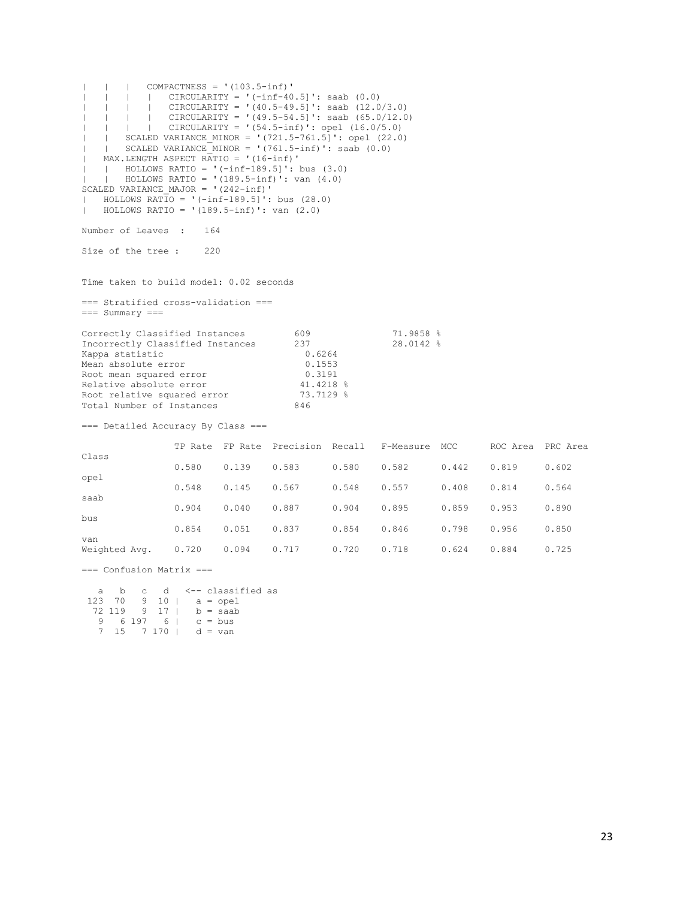```
|   |   |   COMPACTNESS = '(103.5-inf)'
|   |   |   |   CIRCULARITY = '(-inf-40.5]': saab (0.0)
|   |   |   |   CIRCULARITY = '(40.5-49.5]': saab (12.0/3.0)
|   |   |   |   CIRCULARITY = '(49.5-54.5]': saab (65.0/12.0)
|   |   |   |   CIRCULARITY = '(54.5-inf)': opel (16.0/5.0)
|   |   SCALED VARIANCE_MINOR = '(721.5-761.5]': opel (22.0)
|   |   SCALED VARIANCE_MINOR = '(761.5-inf)': saab (0.0)
|   MAX.LENGTH ASPECT RATIO = '(16-inf)'
|   |   HOLLOWS RATIO = '(-inf-189.5]': bus (3.0)
|   |   HOLLOWS RATIO = '(189.5-inf)': van (4.0)
SCALED VARIANCE_MAJOR = '(242-inf)'
|   HOLLOWS RATIO = '(-inf-189.5]': bus (28.0)
|   HOLLOWS RATIO = '(189.5-inf)': van (2.0)

Number of Leaves  :     164

Size of the tree :      220


Time taken to build model: 0.02 seconds

=== Stratified cross-validation ===
=== Summary ===

Correctly Classified Instances         609               71.9858 %
Incorrectly Classified Instances       237               28.0142 %
Kappa statistic                          0.6264
Mean absolute error                      0.1553
Root mean squared error                  0.3191
Relative absolute error                 41.4218 %
Root relative squared error             73.7129 %
Total Number of Instances              846

=== Detailed Accuracy By Class ===

                 TP Rate  FP Rate  Precision  Recall   F-Measure  MCC      ROC Area  PRC Area
Class
                 0.580    0.139    0.583      0.580    0.582      0.442    0.819     0.602
opel
                 0.548    0.145    0.567      0.548    0.557      0.408    0.814     0.564
saab
                 0.904    0.040    0.887      0.904    0.895      0.859    0.953     0.890
bus
                 0.854    0.051    0.837      0.854    0.846      0.798    0.956     0.850
van
Weighted Avg.    0.720    0.094    0.717      0.720    0.718      0.624    0.884     0.725

=== Confusion Matrix ===

   a   b   c   d   <-- classified as
 123  70   9  10 |   a = opel
  72 119   9  17 |   b = saab
   9   6 197   6 |   c = bus
   7  15   7 170 |   d = van
```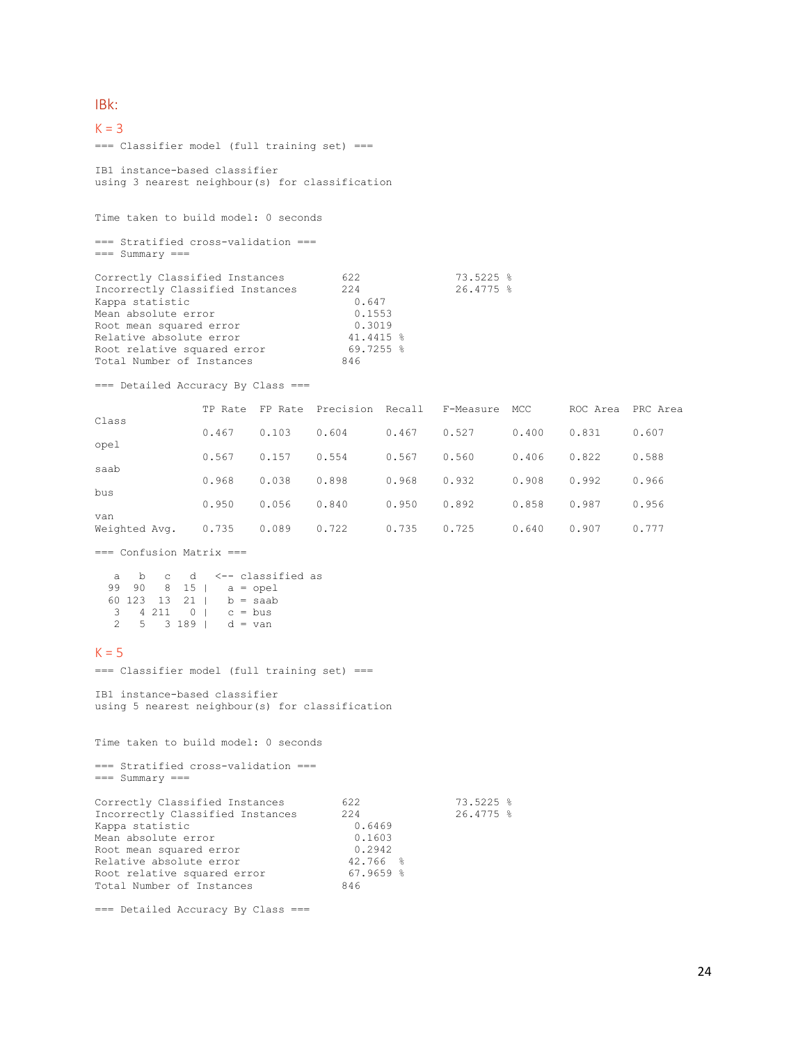## IBk:

### K = 3

```
=== Classifier model (full training set) ===

IB1 instance-based classifier
using 3 nearest neighbour(s) for classification


Time taken to build model: 0 seconds

=== Stratified cross-validation ===
=== Summary ===

Correctly Classified Instances         622               73.5225 %
Incorrectly Classified Instances       224               26.4775 %
Kappa statistic                          0.647
Mean absolute error                      0.1553
Root mean squared error                  0.3019
Relative absolute error                 41.4415 %
Root relative squared error             69.7255 %
Total Number of Instances              846

=== Detailed Accuracy By Class ===

                 TP Rate  FP Rate  Precision  Recall   F-Measure  MCC      ROC Area  PRC Area
Class
                 0.467    0.103    0.604      0.467    0.527      0.400    0.831     0.607
opel
                 0.567    0.157    0.554      0.567    0.560      0.406    0.822     0.588
saab
                 0.968    0.038    0.898      0.968    0.932      0.908    0.992     0.966
bus
                 0.950    0.056    0.840      0.950    0.892      0.858    0.987     0.956
van
Weighted Avg.    0.735    0.089    0.722      0.735    0.725      0.640    0.907     0.777

=== Confusion Matrix ===

   a   b   c   d   <-- classified as
  99  90   8  15 |   a = opel
  60 123  13  21 |   b = saab
   3   4 211   0 |   c = bus
   2   5   3 189 |   d = van
```

### K = 5

```
=== Classifier model (full training set) ===

IB1 instance-based classifier
using 5 nearest neighbour(s) for classification


Time taken to build model: 0 seconds

=== Stratified cross-validation ===
=== Summary ===

Correctly Classified Instances         622               73.5225 %
Incorrectly Classified Instances       224               26.4775 %
Kappa statistic                          0.6469
Mean absolute error                      0.1603
Root mean squared error                  0.2942
Relative absolute error                 42.766  %
Root relative squared error             67.9659 %
Total Number of Instances              846

=== Detailed Accuracy By Class ===
```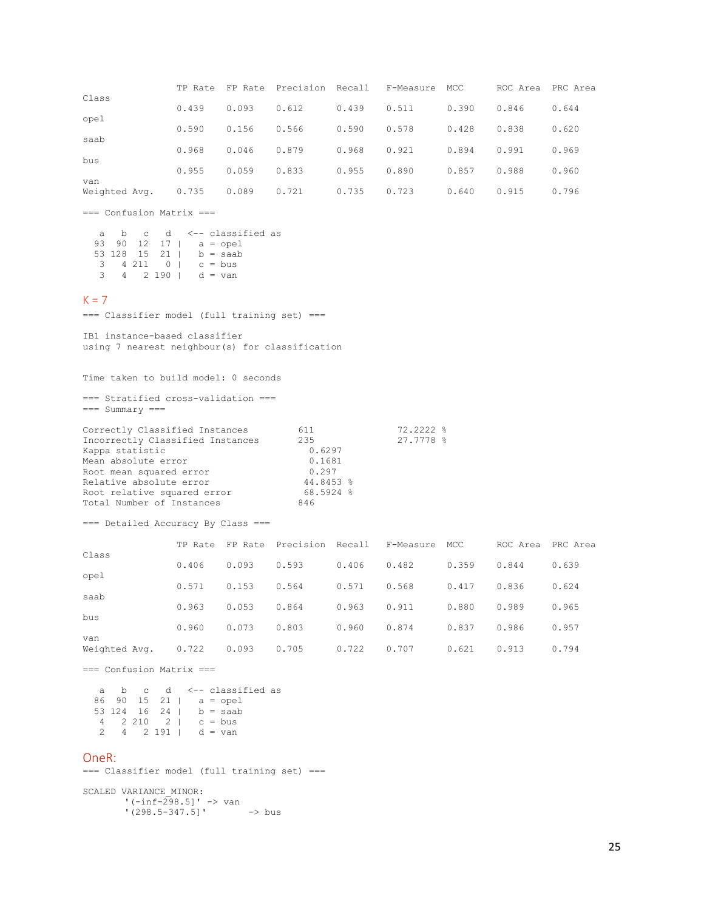|  | TP Rate | FP Rate | Precision | Recall | F-Measure | MCC | ROC Area | PRC Area | Class |
|---|---|---|---|---|---|---|---|---|---|
|  | 0.439 | 0.093 | 0.612 | 0.439 | 0.511 | 0.390 | 0.846 | 0.644 | opel |
|  | 0.590 | 0.156 | 0.566 | 0.590 | 0.578 | 0.428 | 0.838 | 0.620 | saab |
|  | 0.968 | 0.046 | 0.879 | 0.968 | 0.921 | 0.894 | 0.991 | 0.969 | bus |
|  | 0.955 | 0.059 | 0.833 | 0.955 | 0.890 | 0.857 | 0.988 | 0.960 | van |
| Weighted Avg. | 0.735 | 0.089 | 0.721 | 0.735 | 0.723 | 0.640 | 0.915 | 0.796 |  |

```
=== Confusion Matrix ===

   a   b   c   d   <-- classified as
  93  90  12  17 |   a = opel
  53 128  15  21 |   b = saab
   3   4 211   0 |   c = bus
   3   4   2 190 |   d = van
```

## K = 7

```
=== Classifier model (full training set) ===

IB1 instance-based classifier
using 7 nearest neighbour(s) for classification


Time taken to build model: 0 seconds

=== Stratified cross-validation ===
=== Summary ===

Correctly Classified Instances         611               72.2222 %
Incorrectly Classified Instances       235               27.7778 %
Kappa statistic                          0.6297
Mean absolute error                      0.1681
Root mean squared error                  0.297
Relative absolute error                 44.8453 %
Root relative squared error             68.5924 %
Total Number of Instances              846

=== Detailed Accuracy By Class ===
```

|  | TP Rate | FP Rate | Precision | Recall | F-Measure | MCC | ROC Area | PRC Area | Class |
|---|---|---|---|---|---|---|---|---|---|
|  | 0.406 | 0.093 | 0.593 | 0.406 | 0.482 | 0.359 | 0.844 | 0.639 | opel |
|  | 0.571 | 0.153 | 0.564 | 0.571 | 0.568 | 0.417 | 0.836 | 0.624 | saab |
|  | 0.963 | 0.053 | 0.864 | 0.963 | 0.911 | 0.880 | 0.989 | 0.965 | bus |
|  | 0.960 | 0.073 | 0.803 | 0.960 | 0.874 | 0.837 | 0.986 | 0.957 | van |
| Weighted Avg. | 0.722 | 0.093 | 0.705 | 0.722 | 0.707 | 0.621 | 0.913 | 0.794 |  |

```
=== Confusion Matrix ===

   a   b   c   d   <-- classified as
  86  90  15  21 |   a = opel
  53 124  16  24 |   b = saab
   4   2 210   2 |   c = bus
   2   4   2 191 |   d = van
```

## OneR:

```
=== Classifier model (full training set) ===

SCALED VARIANCE_MINOR:
        '(-inf-298.5]' -> van
        '(298.5-347.5]'        -> bus
```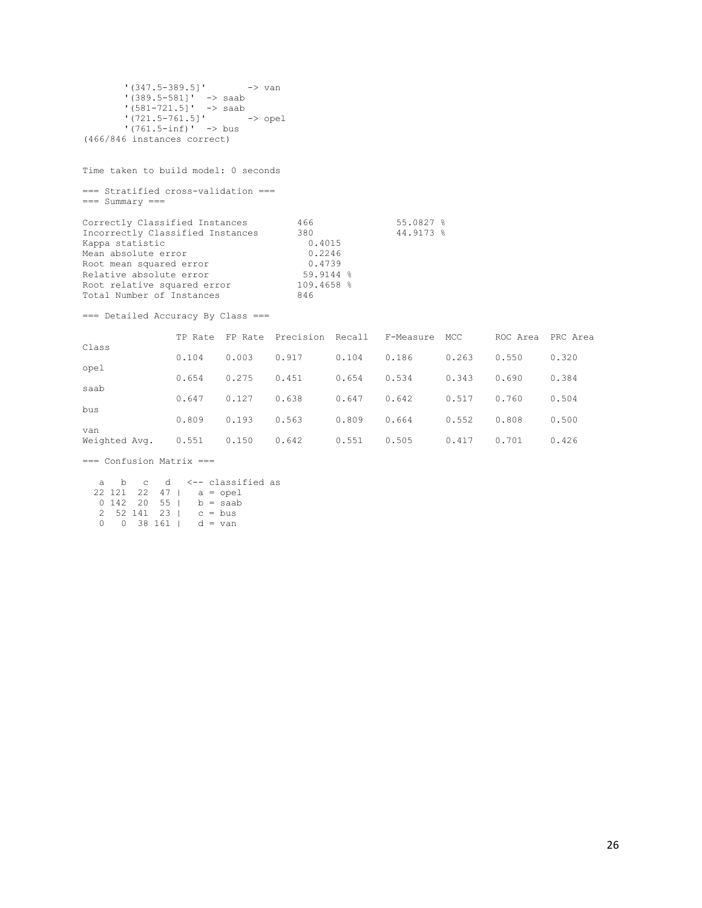```
	'(347.5-389.5]'	-> van
	'(389.5-581]'	-> saab
	'(581-721.5]'	-> saab
	'(721.5-761.5]'	-> opel
	'(761.5-inf)'	-> bus
(466/846 instances correct)


Time taken to build model: 0 seconds

=== Stratified cross-validation ===
=== Summary ===

Correctly Classified Instances         466               55.0827 %
Incorrectly Classified Instances       380               44.9173 %
Kappa statistic                          0.4015
Mean absolute error                      0.2246
Root mean squared error                  0.4739
Relative absolute error                 59.9144 %
Root relative squared error            109.4658 %
Total Number of Instances              846

=== Detailed Accuracy By Class ===

                 TP Rate  FP Rate  Precision  Recall   F-Measure  MCC      ROC Area  PRC Area  Class
                 0.104    0.003    0.917      0.104    0.186      0.263    0.550     0.320     opel
                 0.654    0.275    0.451      0.654    0.534      0.343    0.690     0.384     saab
                 0.647    0.127    0.638      0.647    0.642      0.517    0.760     0.504     bus
                 0.809    0.193    0.563      0.809    0.664      0.552    0.808     0.500     van
Weighted Avg.    0.551    0.150    0.642      0.551    0.505      0.417    0.701     0.426

=== Confusion Matrix ===

   a   b   c   d   <-- classified as
  22 121  22  47 |   a = opel
   0 142  20  55 |   b = saab
   2  52 141  23 |   c = bus
   0   0  38 161 |   d = van
```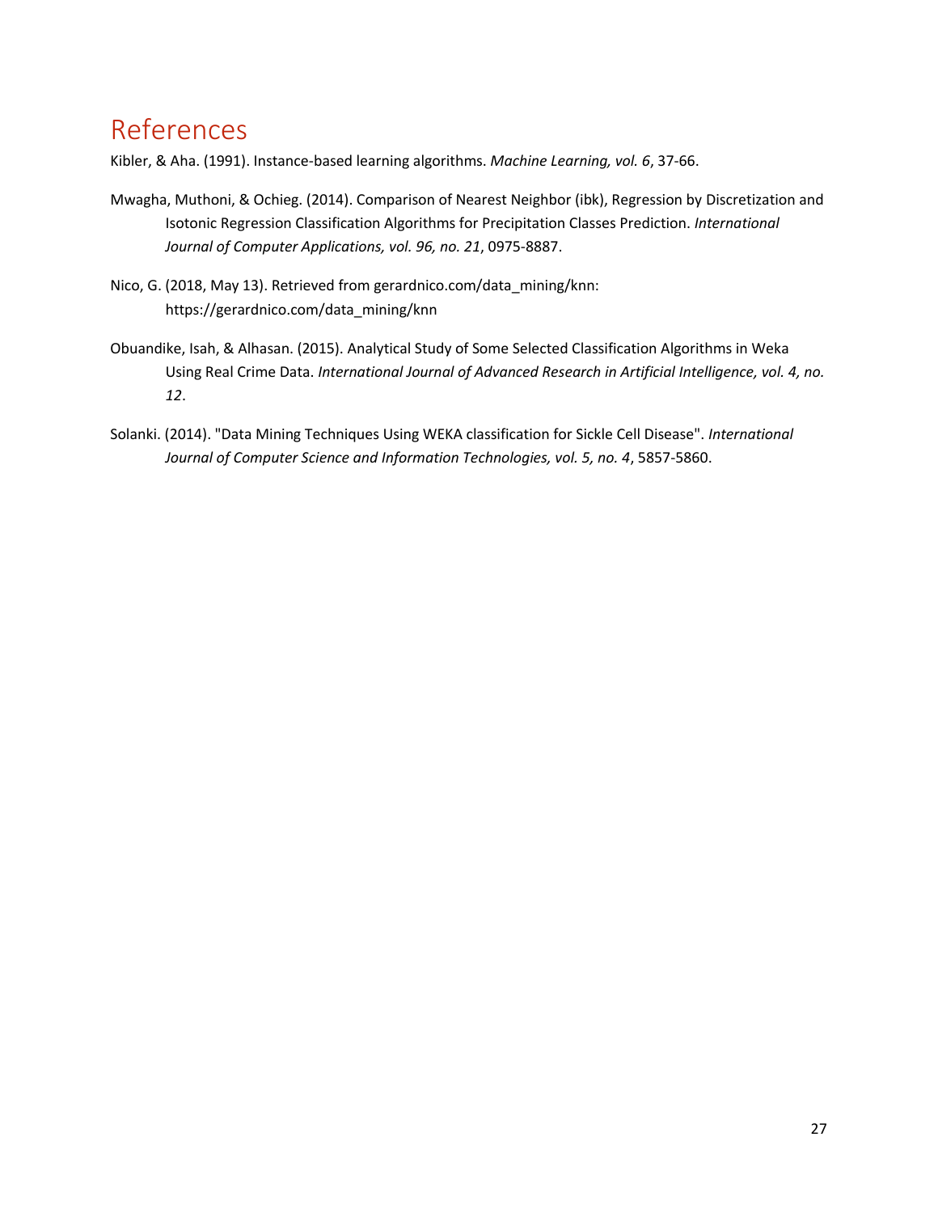# References

Kibler, & Aha. (1991). Instance-based learning algorithms. *Machine Learning, vol. 6*, 37-66.

Mwagha, Muthoni, & Ochieg. (2014). Comparison of Nearest Neighbor (ibk), Regression by Discretization and Isotonic Regression Classification Algorithms for Precipitation Classes Prediction. *International Journal of Computer Applications, vol. 96, no. 21*, 0975-8887.

Nico, G. (2018, May 13). Retrieved from gerardnico.com/data_mining/knn: https://gerardnico.com/data_mining/knn

Obuandike, Isah, & Alhasan. (2015). Analytical Study of Some Selected Classification Algorithms in Weka Using Real Crime Data. *International Journal of Advanced Research in Artificial Intelligence, vol. 4, no. 12*.

Solanki. (2014). "Data Mining Techniques Using WEKA classification for Sickle Cell Disease". *International Journal of Computer Science and Information Technologies, vol. 5, no. 4*, 5857-5860.